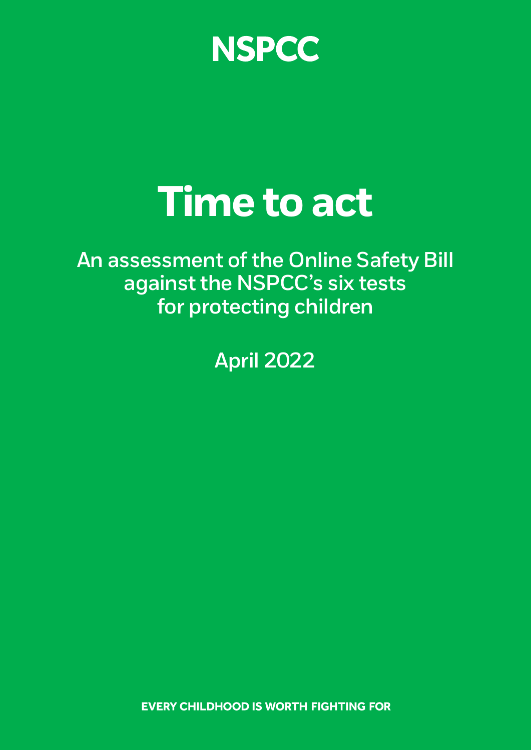NSPCC

# Time to act

An assessment of the Online Safety Bill against the NSPCC's six tests for protecting children

April 2022

**EVERY CHILDHOOD IS WORTH FIGHTING FOR**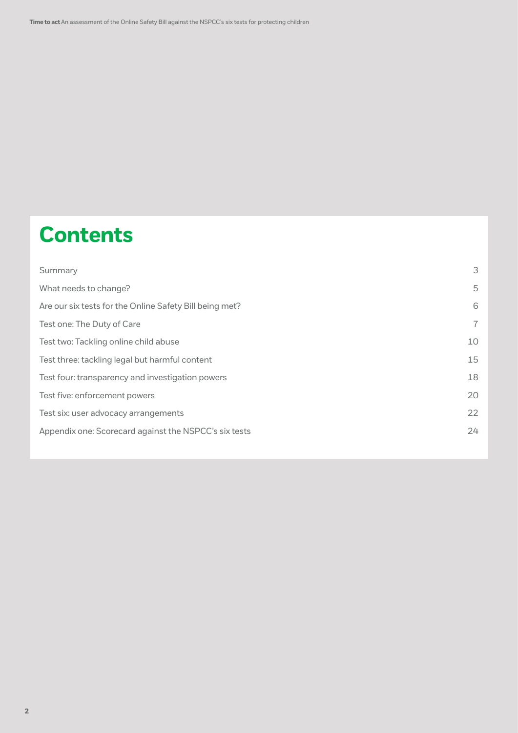# Contents

| | |
|---|---|
| Summary | 3 |
| What needs to change? | 5 |
| Are our six tests for the Online Safety Bill being met? | 6 |
| Test one: The Duty of Care | 7 |
| Test two: Tackling online child abuse | 10 |
| Test three: tackling legal but harmful content | 15 |
| Test four: transparency and investigation powers | 18 |
| Test five: enforcement powers | 20 |
| Test six: user advocacy arrangements | 22 |
| Appendix one: Scorecard against the NSPCC's six tests | 24 |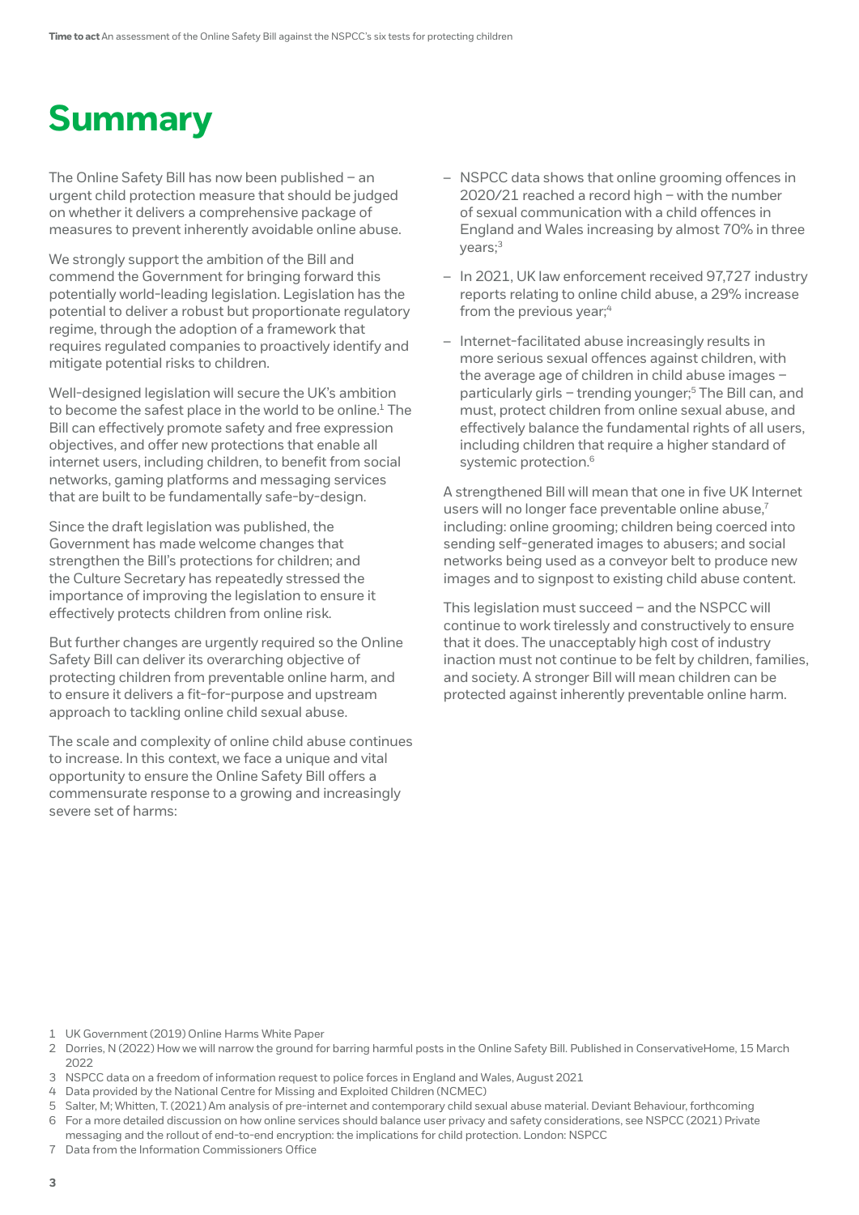# Summary

The Online Safety Bill has now been published – an urgent child protection measure that should be judged on whether it delivers a comprehensive package of measures to prevent inherently avoidable online abuse.

We strongly support the ambition of the Bill and commend the Government for bringing forward this potentially world-leading legislation. Legislation has the potential to deliver a robust but proportionate regulatory regime, through the adoption of a framework that requires regulated companies to proactively identify and mitigate potential risks to children.

Well-designed legislation will secure the UK's ambition to become the safest place in the world to be online.[1] The Bill can effectively promote safety and free expression objectives, and offer new protections that enable all internet users, including children, to benefit from social networks, gaming platforms and messaging services that are built to be fundamentally safe-by-design.

Since the draft legislation was published, the Government has made welcome changes that strengthen the Bill's protections for children; and the Culture Secretary has repeatedly stressed the importance of improving the legislation to ensure it effectively protects children from online risk.

But further changes are urgently required so the Online Safety Bill can deliver its overarching objective of protecting children from preventable online harm, and to ensure it delivers a fit-for-purpose and upstream approach to tackling online child sexual abuse.

The scale and complexity of online child abuse continues to increase. In this context, we face a unique and vital opportunity to ensure the Online Safety Bill offers a commensurate response to a growing and increasingly severe set of harms:

- NSPCC data shows that online grooming offences in 2020/21 reached a record high – with the number of sexual communication with a child offences in England and Wales increasing by almost 70% in three years;[3]
- In 2021, UK law enforcement received 97,727 industry reports relating to online child abuse, a 29% increase from the previous year;[4]
- Internet-facilitated abuse increasingly results in more serious sexual offences against children, with the average age of children in child abuse images – particularly girls – trending younger;[5] The Bill can, and must, protect children from online sexual abuse, and effectively balance the fundamental rights of all users, including children that require a higher standard of systemic protection.[6]

A strengthened Bill will mean that one in five UK Internet users will no longer face preventable online abuse,[7] including: online grooming; children being coerced into sending self-generated images to abusers; and social networks being used as a conveyor belt to produce new images and to signpost to existing child abuse content.

This legislation must succeed – and the NSPCC will continue to work tirelessly and constructively to ensure that it does. The unacceptably high cost of industry inaction must not continue to be felt by children, families, and society. A stronger Bill will mean children can be protected against inherently preventable online harm.

1 UK Government (2019) Online Harms White Paper
2 Dorries, N (2022) How we will narrow the ground for barring harmful posts in the Online Safety Bill. Published in ConservativeHome, 15 March 2022
3 NSPCC data on a freedom of information request to police forces in England and Wales, August 2021
4 Data provided by the National Centre for Missing and Exploited Children (NCMEC)
5 Salter, M; Whitten, T. (2021) Am analysis of pre-internet and contemporary child sexual abuse material. Deviant Behaviour, forthcoming
6 For a more detailed discussion on how online services should balance user privacy and safety considerations, see NSPCC (2021) Private messaging and the rollout of end-to-end encryption: the implications for child protection. London: NSPCC
7 Data from the Information Commissioners Office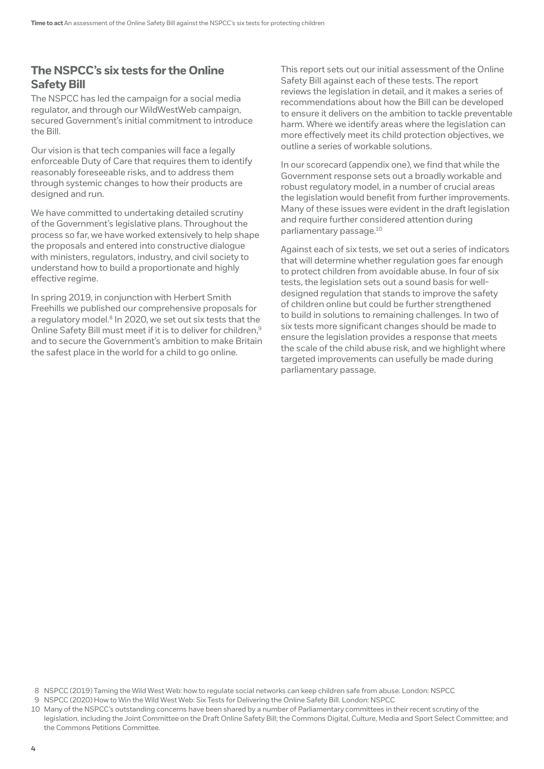## The NSPCC's six tests for the Online Safety Bill

The NSPCC has led the campaign for a social media regulator, and through our WildWestWeb campaign, secured Government's initial commitment to introduce the Bill.

Our vision is that tech companies will face a legally enforceable Duty of Care that requires them to identify reasonably foreseeable risks, and to address them through systemic changes to how their products are designed and run.

We have committed to undertaking detailed scrutiny of the Government's legislative plans. Throughout the process so far, we have worked extensively to help shape the proposals and entered into constructive dialogue with ministers, regulators, industry, and civil society to understand how to build a proportionate and highly effective regime.

In spring 2019, in conjunction with Herbert Smith Freehills we published our comprehensive proposals for a regulatory model.[8] In 2020, we set out six tests that the Online Safety Bill must meet if it is to deliver for children,[9] and to secure the Government's ambition to make Britain the safest place in the world for a child to go online.

This report sets out our initial assessment of the Online Safety Bill against each of these tests. The report reviews the legislation in detail, and it makes a series of recommendations about how the Bill can be developed to ensure it delivers on the ambition to tackle preventable harm. Where we identify areas where the legislation can more effectively meet its child protection objectives, we outline a series of workable solutions.

In our scorecard (appendix one), we find that while the Government response sets out a broadly workable and robust regulatory model, in a number of crucial areas the legislation would benefit from further improvements. Many of these issues were evident in the draft legislation and require further considered attention during parliamentary passage.[10]

Against each of six tests, we set out a series of indicators that will determine whether regulation goes far enough to protect children from avoidable abuse. In four of six tests, the legislation sets out a sound basis for well-designed regulation that stands to improve the safety of children online but could be further strengthened to build in solutions to remaining challenges. In two of six tests more significant changes should be made to ensure the legislation provides a response that meets the scale of the child abuse risk, and we highlight where targeted improvements can usefully be made during parliamentary passage.

8 NSPCC (2019) Taming the Wild West Web: how to regulate social networks can keep children safe from abuse. London: NSPCC

9 NSPCC (2020) How to Win the Wild West Web: Six Tests for Delivering the Online Safety Bill. London: NSPCC

10 Many of the NSPCC's outstanding concerns have been shared by a number of Parliamentary committees in their recent scrutiny of the legislation, including the Joint Committee on the Draft Online Safety Bill; the Commons Digital, Culture, Media and Sport Select Committee; and the Commons Petitions Committee.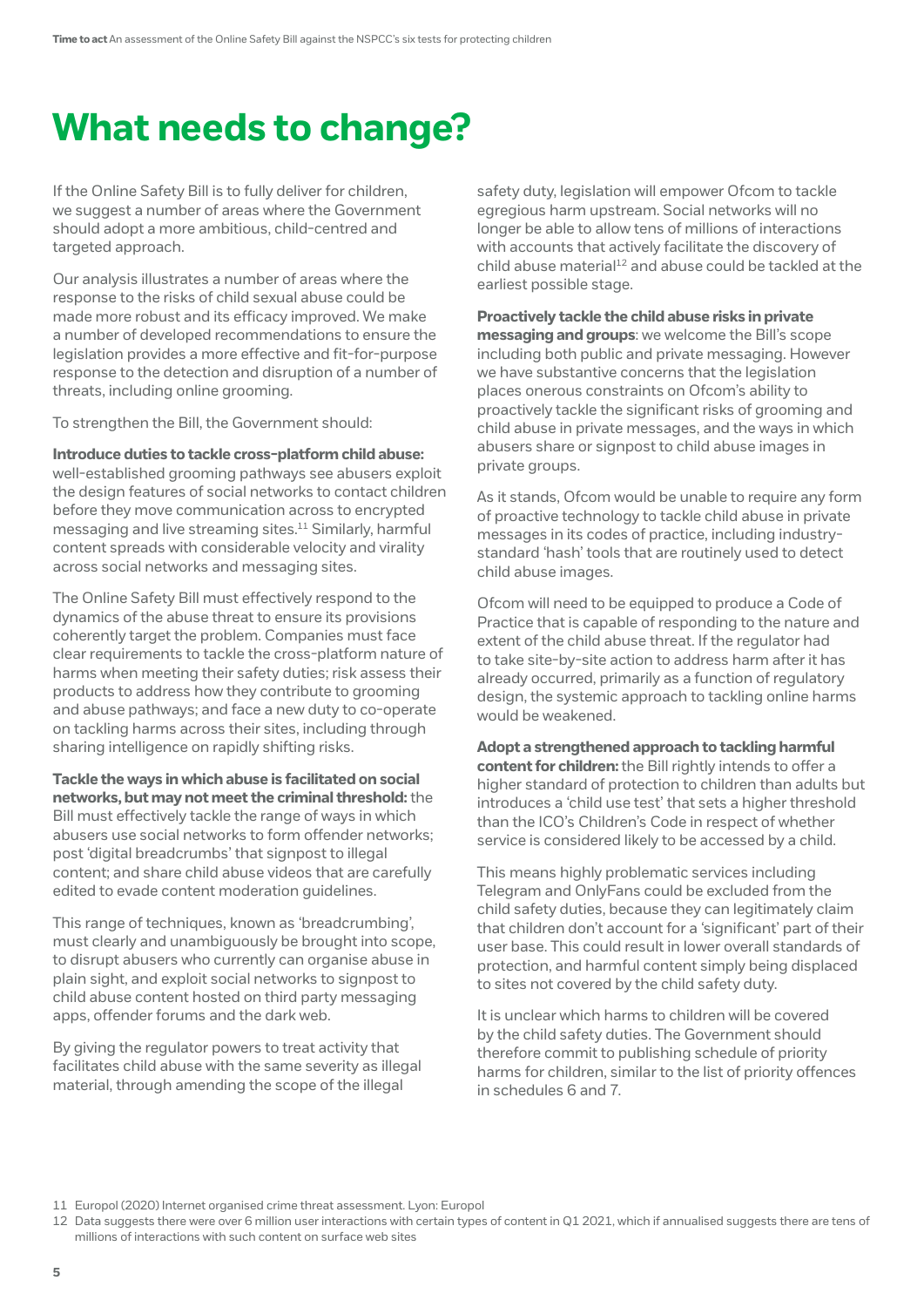# What needs to change?

If the Online Safety Bill is to fully deliver for children, we suggest a number of areas where the Government should adopt a more ambitious, child-centred and targeted approach.

Our analysis illustrates a number of areas where the response to the risks of child sexual abuse could be made more robust and its efficacy improved. We make a number of developed recommendations to ensure the legislation provides a more effective and fit-for-purpose response to the detection and disruption of a number of threats, including online grooming.

To strengthen the Bill, the Government should:

**Introduce duties to tackle cross-platform child abuse:** well-established grooming pathways see abusers exploit the design features of social networks to contact children before they move communication across to encrypted messaging and live streaming sites.[11] Similarly, harmful content spreads with considerable velocity and virality across social networks and messaging sites.

The Online Safety Bill must effectively respond to the dynamics of the abuse threat to ensure its provisions coherently target the problem. Companies must face clear requirements to tackle the cross-platform nature of harms when meeting their safety duties; risk assess their products to address how they contribute to grooming and abuse pathways; and face a new duty to co-operate on tackling harms across their sites, including through sharing intelligence on rapidly shifting risks.

**Tackle the ways in which abuse is facilitated on social networks, but may not meet the criminal threshold:** the Bill must effectively tackle the range of ways in which abusers use social networks to form offender networks; post 'digital breadcrumbs' that signpost to illegal content; and share child abuse videos that are carefully edited to evade content moderation guidelines.

This range of techniques, known as 'breadcrumbing', must clearly and unambiguously be brought into scope, to disrupt abusers who currently can organise abuse in plain sight, and exploit social networks to signpost to child abuse content hosted on third party messaging apps, offender forums and the dark web.

By giving the regulator powers to treat activity that facilitates child abuse with the same severity as illegal material, through amending the scope of the illegal safety duty, legislation will empower Ofcom to tackle egregious harm upstream. Social networks will no longer be able to allow tens of millions of interactions with accounts that actively facilitate the discovery of child abuse material[12] and abuse could be tackled at the earliest possible stage.

**Proactively tackle the child abuse risks in private messaging and groups**: we welcome the Bill's scope including both public and private messaging. However we have substantive concerns that the legislation places onerous constraints on Ofcom's ability to proactively tackle the significant risks of grooming and child abuse in private messages, and the ways in which abusers share or signpost to child abuse images in private groups.

As it stands, Ofcom would be unable to require any form of proactive technology to tackle child abuse in private messages in its codes of practice, including industry-standard 'hash' tools that are routinely used to detect child abuse images.

Ofcom will need to be equipped to produce a Code of Practice that is capable of responding to the nature and extent of the child abuse threat. If the regulator had to take site-by-site action to address harm after it has already occurred, primarily as a function of regulatory design, the systemic approach to tackling online harms would be weakened.

**Adopt a strengthened approach to tackling harmful content for children:** the Bill rightly intends to offer a higher standard of protection to children than adults but introduces a 'child use test' that sets a higher threshold than the ICO's Children's Code in respect of whether service is considered likely to be accessed by a child.

This means highly problematic services including Telegram and OnlyFans could be excluded from the child safety duties, because they can legitimately claim that children don't account for a 'significant' part of their user base. This could result in lower overall standards of protection, and harmful content simply being displaced to sites not covered by the child safety duty.

It is unclear which harms to children will be covered by the child safety duties. The Government should therefore commit to publishing schedule of priority harms for children, similar to the list of priority offences in schedules 6 and 7.

---

11 Europol (2020) Internet organised crime threat assessment. Lyon: Europol

12 Data suggests there were over 6 million user interactions with certain types of content in Q1 2021, which if annualised suggests there are tens of millions of interactions with such content on surface web sites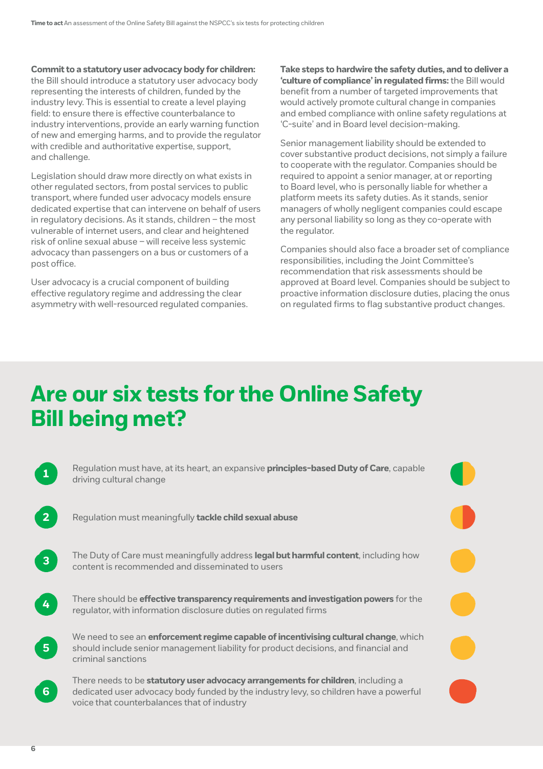**Commit to a statutory user advocacy body for children:** the Bill should introduce a statutory user advocacy body representing the interests of children, funded by the industry levy. This is essential to create a level playing field: to ensure there is effective counterbalance to industry interventions, provide an early warning function of new and emerging harms, and to provide the regulator with credible and authoritative expertise, support, and challenge.

Legislation should draw more directly on what exists in other regulated sectors, from postal services to public transport, where funded user advocacy models ensure dedicated expertise that can intervene on behalf of users in regulatory decisions. As it stands, children – the most vulnerable of internet users, and clear and heightened risk of online sexual abuse – will receive less systemic advocacy than passengers on a bus or customers of a post office.

User advocacy is a crucial component of building effective regulatory regime and addressing the clear asymmetry with well-resourced regulated companies.

**Take steps to hardwire the safety duties, and to deliver a 'culture of compliance' in regulated firms:** the Bill would benefit from a number of targeted improvements that would actively promote cultural change in companies and embed compliance with online safety regulations at 'C-suite' and in Board level decision-making.

Senior management liability should be extended to cover substantive product decisions, not simply a failure to cooperate with the regulator. Companies should be required to appoint a senior manager, at or reporting to Board level, who is personally liable for whether a platform meets its safety duties. As it stands, senior managers of wholly negligent companies could escape any personal liability so long as they co-operate with the regulator.

Companies should also face a broader set of compliance responsibilities, including the Joint Committee's recommendation that risk assessments should be approved at Board level. Companies should be subject to proactive information disclosure duties, placing the onus on regulated firms to flag substantive product changes.

## Are our six tests for the Online Safety Bill being met?

1. Regulation must have, at its heart, an expansive **principles-based Duty of Care**, capable driving cultural change
2. Regulation must meaningfully **tackle child sexual abuse**
3. The Duty of Care must meaningfully address **legal but harmful content**, including how content is recommended and disseminated to users
4. There should be **effective transparency requirements and investigation powers** for the regulator, with information disclosure duties on regulated firms
5. We need to see an **enforcement regime capable of incentivising cultural change**, which should include senior management liability for product decisions, and financial and criminal sanctions
6. There needs to be **statutory user advocacy arrangements for children**, including a dedicated user advocacy body funded by the industry levy, so children have a powerful voice that counterbalances that of industry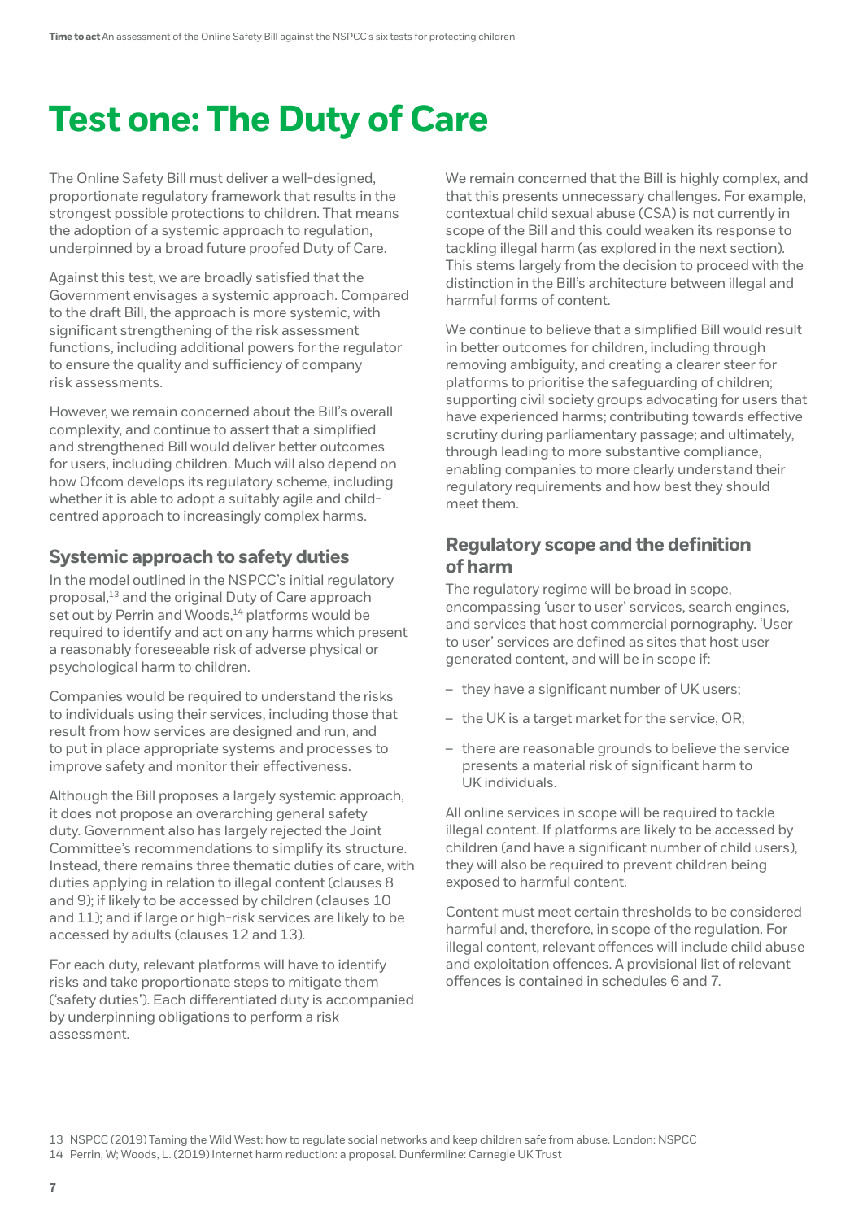# Test one: The Duty of Care

The Online Safety Bill must deliver a well-designed, proportionate regulatory framework that results in the strongest possible protections to children. That means the adoption of a systemic approach to regulation, underpinned by a broad future proofed Duty of Care.

Against this test, we are broadly satisfied that the Government envisages a systemic approach. Compared to the draft Bill, the approach is more systemic, with significant strengthening of the risk assessment functions, including additional powers for the regulator to ensure the quality and sufficiency of company risk assessments.

However, we remain concerned about the Bill's overall complexity, and continue to assert that a simplified and strengthened Bill would deliver better outcomes for users, including children. Much will also depend on how Ofcom develops its regulatory scheme, including whether it is able to adopt a suitably agile and child-centred approach to increasingly complex harms.

## Systemic approach to safety duties

In the model outlined in the NSPCC's initial regulatory proposal,[13] and the original Duty of Care approach set out by Perrin and Woods,[14] platforms would be required to identify and act on any harms which present a reasonably foreseeable risk of adverse physical or psychological harm to children.

Companies would be required to understand the risks to individuals using their services, including those that result from how services are designed and run, and to put in place appropriate systems and processes to improve safety and monitor their effectiveness.

Although the Bill proposes a largely systemic approach, it does not propose an overarching general safety duty. Government also has largely rejected the Joint Committee's recommendations to simplify its structure. Instead, there remains three thematic duties of care, with duties applying in relation to illegal content (clauses 8 and 9); if likely to be accessed by children (clauses 10 and 11); and if large or high-risk services are likely to be accessed by adults (clauses 12 and 13).

For each duty, relevant platforms will have to identify risks and take proportionate steps to mitigate them ('safety duties'). Each differentiated duty is accompanied by underpinning obligations to perform a risk assessment.

We remain concerned that the Bill is highly complex, and that this presents unnecessary challenges. For example, contextual child sexual abuse (CSA) is not currently in scope of the Bill and this could weaken its response to tackling illegal harm (as explored in the next section). This stems largely from the decision to proceed with the distinction in the Bill's architecture between illegal and harmful forms of content.

We continue to believe that a simplified Bill would result in better outcomes for children, including through removing ambiguity, and creating a clearer steer for platforms to prioritise the safeguarding of children; supporting civil society groups advocating for users that have experienced harms; contributing towards effective scrutiny during parliamentary passage; and ultimately, through leading to more substantive compliance, enabling companies to more clearly understand their regulatory requirements and how best they should meet them.

## Regulatory scope and the definition of harm

The regulatory regime will be broad in scope, encompassing 'user to user' services, search engines, and services that host commercial pornography. 'User to user' services are defined as sites that host user generated content, and will be in scope if:

- they have a significant number of UK users;
- the UK is a target market for the service, OR;
- there are reasonable grounds to believe the service presents a material risk of significant harm to UK individuals.

All online services in scope will be required to tackle illegal content. If platforms are likely to be accessed by children (and have a significant number of child users), they will also be required to prevent children being exposed to harmful content.

Content must meet certain thresholds to be considered harmful and, therefore, in scope of the regulation. For illegal content, relevant offences will include child abuse and exploitation offences. A provisional list of relevant offences is contained in schedules 6 and 7.

13 NSPCC (2019) Taming the Wild West: how to regulate social networks and keep children safe from abuse. London: NSPCC

14 Perrin, W; Woods, L. (2019) Internet harm reduction: a proposal. Dunfermline: Carnegie UK Trust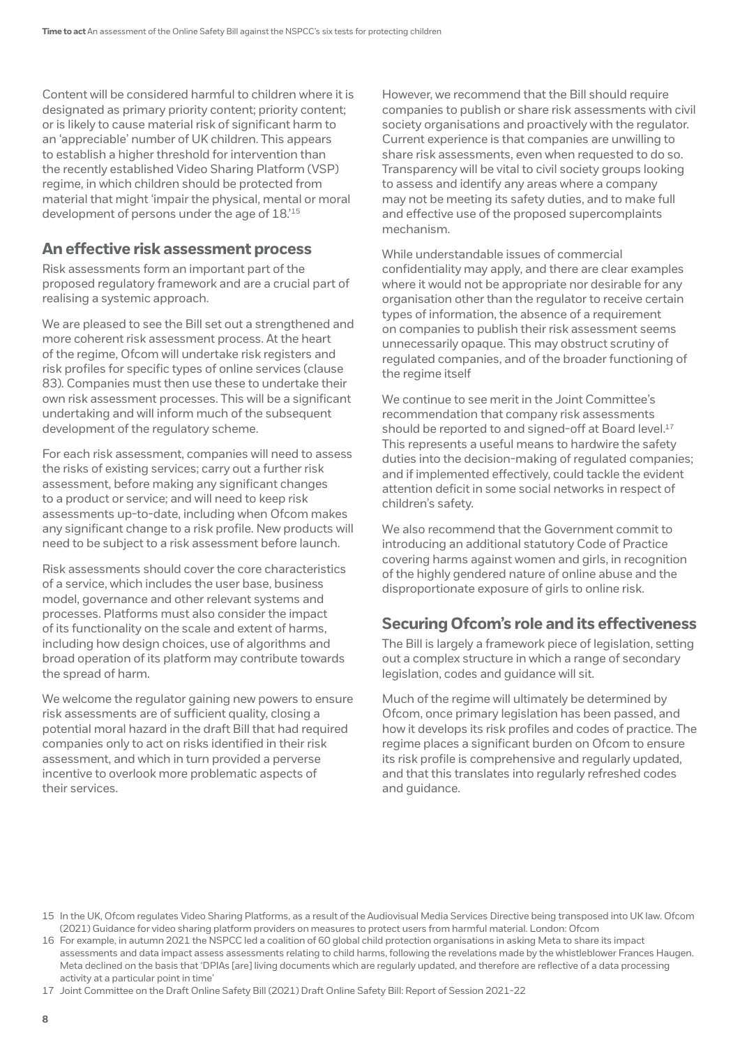Content will be considered harmful to children where it is designated as primary priority content; priority content; or is likely to cause material risk of significant harm to an 'appreciable' number of UK children. This appears to establish a higher threshold for intervention than the recently established Video Sharing Platform (VSP) regime, in which children should be protected from material that might 'impair the physical, mental or moral development of persons under the age of 18.'[15]

## An effective risk assessment process

Risk assessments form an important part of the proposed regulatory framework and are a crucial part of realising a systemic approach.

We are pleased to see the Bill set out a strengthened and more coherent risk assessment process. At the heart of the regime, Ofcom will undertake risk registers and risk profiles for specific types of online services (clause 83). Companies must then use these to undertake their own risk assessment processes. This will be a significant undertaking and will inform much of the subsequent development of the regulatory scheme.

For each risk assessment, companies will need to assess the risks of existing services; carry out a further risk assessment, before making any significant changes to a product or service; and will need to keep risk assessments up-to-date, including when Ofcom makes any significant change to a risk profile. New products will need to be subject to a risk assessment before launch.

Risk assessments should cover the core characteristics of a service, which includes the user base, business model, governance and other relevant systems and processes. Platforms must also consider the impact of its functionality on the scale and extent of harms, including how design choices, use of algorithms and broad operation of its platform may contribute towards the spread of harm.

We welcome the regulator gaining new powers to ensure risk assessments are of sufficient quality, closing a potential moral hazard in the draft Bill that had required companies only to act on risks identified in their risk assessment, and which in turn provided a perverse incentive to overlook more problematic aspects of their services.

However, we recommend that the Bill should require companies to publish or share risk assessments with civil society organisations and proactively with the regulator. Current experience is that companies are unwilling to share risk assessments, even when requested to do so. Transparency will be vital to civil society groups looking to assess and identify any areas where a company may not be meeting its safety duties, and to make full and effective use of the proposed supercomplaints mechanism.

While understandable issues of commercial confidentiality may apply, and there are clear examples where it would not be appropriate nor desirable for any organisation other than the regulator to receive certain types of information, the absence of a requirement on companies to publish their risk assessment seems unnecessarily opaque. This may obstruct scrutiny of regulated companies, and of the broader functioning of the regime itself

We continue to see merit in the Joint Committee's recommendation that company risk assessments should be reported to and signed-off at Board level.[17] This represents a useful means to hardwire the safety duties into the decision-making of regulated companies; and if implemented effectively, could tackle the evident attention deficit in some social networks in respect of children's safety.

We also recommend that the Government commit to introducing an additional statutory Code of Practice covering harms against women and girls, in recognition of the highly gendered nature of online abuse and the disproportionate exposure of girls to online risk.

## Securing Ofcom's role and its effectiveness

The Bill is largely a framework piece of legislation, setting out a complex structure in which a range of secondary legislation, codes and guidance will sit.

Much of the regime will ultimately be determined by Ofcom, once primary legislation has been passed, and how it develops its risk profiles and codes of practice. The regime places a significant burden on Ofcom to ensure its risk profile is comprehensive and regularly updated, and that this translates into regularly refreshed codes and guidance.

15 In the UK, Ofcom regulates Video Sharing Platforms, as a result of the Audiovisual Media Services Directive being transposed into UK law. Ofcom (2021) Guidance for video sharing platform providers on measures to protect users from harmful material. London: Ofcom

16 For example, in autumn 2021 the NSPCC led a coalition of 60 global child protection organisations in asking Meta to share its impact assessments and data impact assess assessments relating to child harms, following the revelations made by the whistleblower Frances Haugen. Meta declined on the basis that 'DPIAs [are] living documents which are regularly updated, and therefore are reflective of a data processing activity at a particular point in time'

17 Joint Committee on the Draft Online Safety Bill (2021) Draft Online Safety Bill: Report of Session 2021-22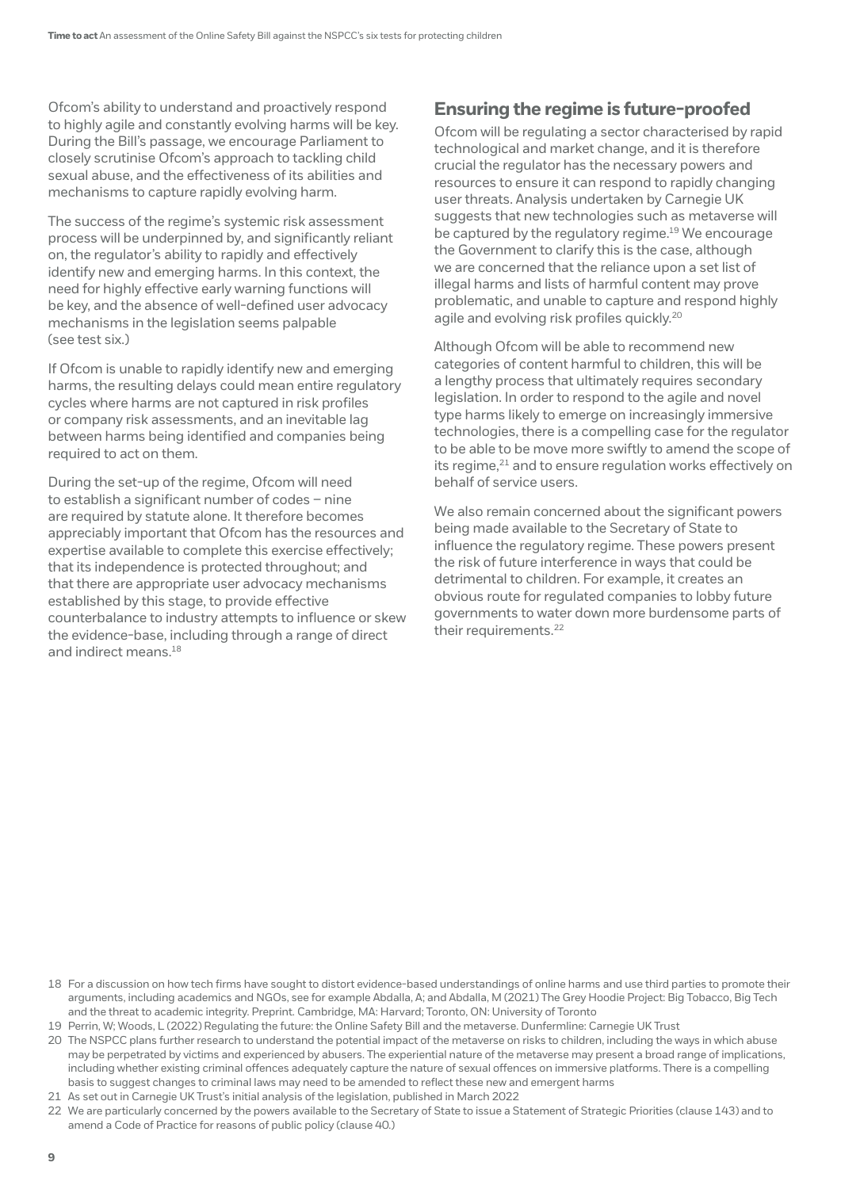Ofcom's ability to understand and proactively respond to highly agile and constantly evolving harms will be key. During the Bill's passage, we encourage Parliament to closely scrutinise Ofcom's approach to tackling child sexual abuse, and the effectiveness of its abilities and mechanisms to capture rapidly evolving harm.

The success of the regime's systemic risk assessment process will be underpinned by, and significantly reliant on, the regulator's ability to rapidly and effectively identify new and emerging harms. In this context, the need for highly effective early warning functions will be key, and the absence of well-defined user advocacy mechanisms in the legislation seems palpable (see test six.)

If Ofcom is unable to rapidly identify new and emerging harms, the resulting delays could mean entire regulatory cycles where harms are not captured in risk profiles or company risk assessments, and an inevitable lag between harms being identified and companies being required to act on them.

During the set-up of the regime, Ofcom will need to establish a significant number of codes – nine are required by statute alone. It therefore becomes appreciably important that Ofcom has the resources and expertise available to complete this exercise effectively; that its independence is protected throughout; and that there are appropriate user advocacy mechanisms established by this stage, to provide effective counterbalance to industry attempts to influence or skew the evidence-base, including through a range of direct and indirect means.[18]

## Ensuring the regime is future-proofed

Ofcom will be regulating a sector characterised by rapid technological and market change, and it is therefore crucial the regulator has the necessary powers and resources to ensure it can respond to rapidly changing user threats. Analysis undertaken by Carnegie UK suggests that new technologies such as metaverse will be captured by the regulatory regime.[19] We encourage the Government to clarify this is the case, although we are concerned that the reliance upon a set list of illegal harms and lists of harmful content may prove problematic, and unable to capture and respond highly agile and evolving risk profiles quickly.[20]

Although Ofcom will be able to recommend new categories of content harmful to children, this will be a lengthy process that ultimately requires secondary legislation. In order to respond to the agile and novel type harms likely to emerge on increasingly immersive technologies, there is a compelling case for the regulator to be able to be move more swiftly to amend the scope of its regime,[21] and to ensure regulation works effectively on behalf of service users.

We also remain concerned about the significant powers being made available to the Secretary of State to influence the regulatory regime. These powers present the risk of future interference in ways that could be detrimental to children. For example, it creates an obvious route for regulated companies to lobby future governments to water down more burdensome parts of their requirements.[22]

18 For a discussion on how tech firms have sought to distort evidence-based understandings of online harms and use third parties to promote their arguments, including academics and NGOs, see for example Abdalla, A; and Abdalla, M (2021) The Grey Hoodie Project: Big Tobacco, Big Tech and the threat to academic integrity. Preprint. Cambridge, MA: Harvard; Toronto, ON: University of Toronto

19 Perrin, W; Woods, L (2022) Regulating the future: the Online Safety Bill and the metaverse. Dunfermline: Carnegie UK Trust

20 The NSPCC plans further research to understand the potential impact of the metaverse on risks to children, including the ways in which abuse may be perpetrated by victims and experienced by abusers. The experiential nature of the metaverse may present a broad range of implications, including whether existing criminal offences adequately capture the nature of sexual offences on immersive platforms. There is a compelling basis to suggest changes to criminal laws may need to be amended to reflect these new and emergent harms

21 As set out in Carnegie UK Trust's initial analysis of the legislation, published in March 2022

22 We are particularly concerned by the powers available to the Secretary of State to issue a Statement of Strategic Priorities (clause 143) and to amend a Code of Practice for reasons of public policy (clause 40.)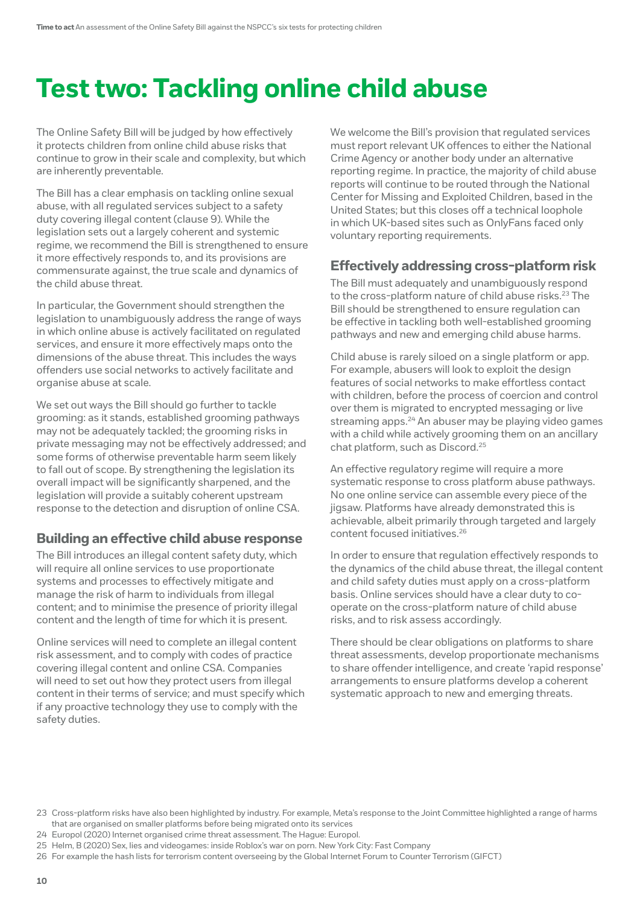# Test two: Tackling online child abuse

The Online Safety Bill will be judged by how effectively it protects children from online child abuse risks that continue to grow in their scale and complexity, but which are inherently preventable.

The Bill has a clear emphasis on tackling online sexual abuse, with all regulated services subject to a safety duty covering illegal content (clause 9). While the legislation sets out a largely coherent and systemic regime, we recommend the Bill is strengthened to ensure it more effectively responds to, and its provisions are commensurate against, the true scale and dynamics of the child abuse threat.

In particular, the Government should strengthen the legislation to unambiguously address the range of ways in which online abuse is actively facilitated on regulated services, and ensure it more effectively maps onto the dimensions of the abuse threat. This includes the ways offenders use social networks to actively facilitate and organise abuse at scale.

We set out ways the Bill should go further to tackle grooming: as it stands, established grooming pathways may not be adequately tackled; the grooming risks in private messaging may not be effectively addressed; and some forms of otherwise preventable harm seem likely to fall out of scope. By strengthening the legislation its overall impact will be significantly sharpened, and the legislation will provide a suitably coherent upstream response to the detection and disruption of online CSA.

## Building an effective child abuse response

The Bill introduces an illegal content safety duty, which will require all online services to use proportionate systems and processes to effectively mitigate and manage the risk of harm to individuals from illegal content; and to minimise the presence of priority illegal content and the length of time for which it is present.

Online services will need to complete an illegal content risk assessment, and to comply with codes of practice covering illegal content and online CSA. Companies will need to set out how they protect users from illegal content in their terms of service; and must specify which if any proactive technology they use to comply with the safety duties.

We welcome the Bill's provision that regulated services must report relevant UK offences to either the National Crime Agency or another body under an alternative reporting regime. In practice, the majority of child abuse reports will continue to be routed through the National Center for Missing and Exploited Children, based in the United States; but this closes off a technical loophole in which UK-based sites such as OnlyFans faced only voluntary reporting requirements.

## Effectively addressing cross-platform risk

The Bill must adequately and unambiguously respond to the cross-platform nature of child abuse risks.[23] The Bill should be strengthened to ensure regulation can be effective in tackling both well-established grooming pathways and new and emerging child abuse harms.

Child abuse is rarely siloed on a single platform or app. For example, abusers will look to exploit the design features of social networks to make effortless contact with children, before the process of coercion and control over them is migrated to encrypted messaging or live streaming apps.[24] An abuser may be playing video games with a child while actively grooming them on an ancillary chat platform, such as Discord.[25]

An effective regulatory regime will require a more systematic response to cross platform abuse pathways. No one online service can assemble every piece of the jigsaw. Platforms have already demonstrated this is achievable, albeit primarily through targeted and largely content focused initiatives.[26]

In order to ensure that regulation effectively responds to the dynamics of the child abuse threat, the illegal content and child safety duties must apply on a cross-platform basis. Online services should have a clear duty to co-operate on the cross-platform nature of child abuse risks, and to risk assess accordingly.

There should be clear obligations on platforms to share threat assessments, develop proportionate mechanisms to share offender intelligence, and create 'rapid response' arrangements to ensure platforms develop a coherent systematic approach to new and emerging threats.

---

23 Cross-platform risks have also been highlighted by industry. For example, Meta's response to the Joint Committee highlighted a range of harms that are organised on smaller platforms before being migrated onto its services

24 Europol (2020) Internet organised crime threat assessment. The Hague: Europol.

25 Helm, B (2020) Sex, lies and videogames: inside Roblox's war on porn. New York City: Fast Company

26 For example the hash lists for terrorism content overseeing by the Global Internet Forum to Counter Terrorism (GIFCT)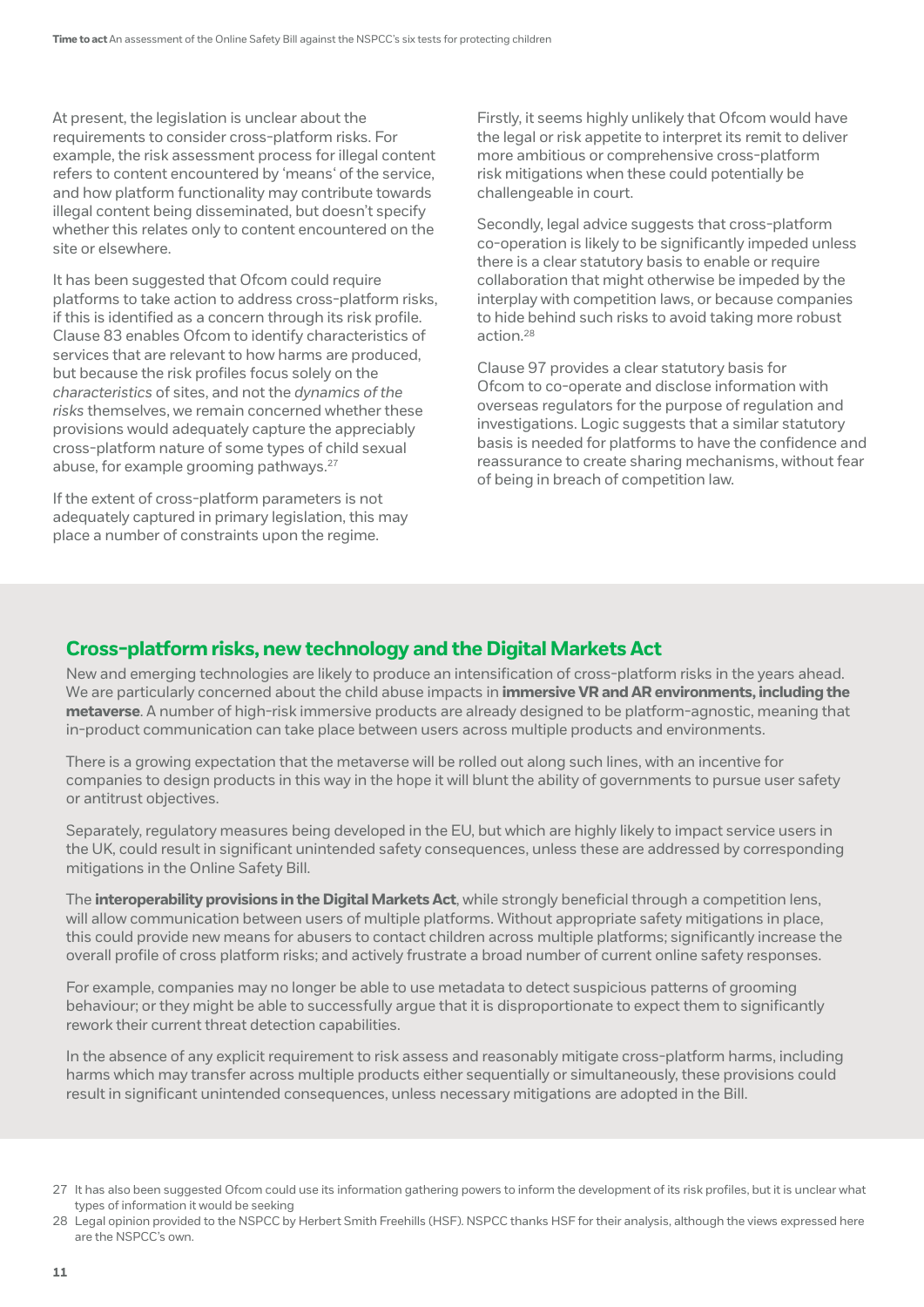At present, the legislation is unclear about the requirements to consider cross-platform risks. For example, the risk assessment process for illegal content refers to content encountered by 'means' of the service, and how platform functionality may contribute towards illegal content being disseminated, but doesn't specify whether this relates only to content encountered on the site or elsewhere.

It has been suggested that Ofcom could require platforms to take action to address cross-platform risks, if this is identified as a concern through its risk profile. Clause 83 enables Ofcom to identify characteristics of services that are relevant to how harms are produced, but because the risk profiles focus solely on the *characteristics* of sites, and not the *dynamics of the risks* themselves, we remain concerned whether these provisions would adequately capture the appreciably cross-platform nature of some types of child sexual abuse, for example grooming pathways.[27]

If the extent of cross-platform parameters is not adequately captured in primary legislation, this may place a number of constraints upon the regime.

Firstly, it seems highly unlikely that Ofcom would have the legal or risk appetite to interpret its remit to deliver more ambitious or comprehensive cross-platform risk mitigations when these could potentially be challengeable in court.

Secondly, legal advice suggests that cross-platform co-operation is likely to be significantly impeded unless there is a clear statutory basis to enable or require collaboration that might otherwise be impeded by the interplay with competition laws, or because companies to hide behind such risks to avoid taking more robust action.[28]

Clause 97 provides a clear statutory basis for Ofcom to co-operate and disclose information with overseas regulators for the purpose of regulation and investigations. Logic suggests that a similar statutory basis is needed for platforms to have the confidence and reassurance to create sharing mechanisms, without fear of being in breach of competition law.

## Cross-platform risks, new technology and the Digital Markets Act

New and emerging technologies are likely to produce an intensification of cross-platform risks in the years ahead. We are particularly concerned about the child abuse impacts in **immersive VR and AR environments, including the metaverse**. A number of high-risk immersive products are already designed to be platform-agnostic, meaning that in-product communication can take place between users across multiple products and environments.

There is a growing expectation that the metaverse will be rolled out along such lines, with an incentive for companies to design products in this way in the hope it will blunt the ability of governments to pursue user safety or antitrust objectives.

Separately, regulatory measures being developed in the EU, but which are highly likely to impact service users in the UK, could result in significant unintended safety consequences, unless these are addressed by corresponding mitigations in the Online Safety Bill.

The **interoperability provisions in the Digital Markets Act**, while strongly beneficial through a competition lens, will allow communication between users of multiple platforms. Without appropriate safety mitigations in place, this could provide new means for abusers to contact children across multiple platforms; significantly increase the overall profile of cross platform risks; and actively frustrate a broad number of current online safety responses.

For example, companies may no longer be able to use metadata to detect suspicious patterns of grooming behaviour; or they might be able to successfully argue that it is disproportionate to expect them to significantly rework their current threat detection capabilities.

In the absence of any explicit requirement to risk assess and reasonably mitigate cross-platform harms, including harms which may transfer across multiple products either sequentially or simultaneously, these provisions could result in significant unintended consequences, unless necessary mitigations are adopted in the Bill.

---

27 It has also been suggested Ofcom could use its information gathering powers to inform the development of its risk profiles, but it is unclear what types of information it would be seeking

28 Legal opinion provided to the NSPCC by Herbert Smith Freehills (HSF). NSPCC thanks HSF for their analysis, although the views expressed here are the NSPCC's own.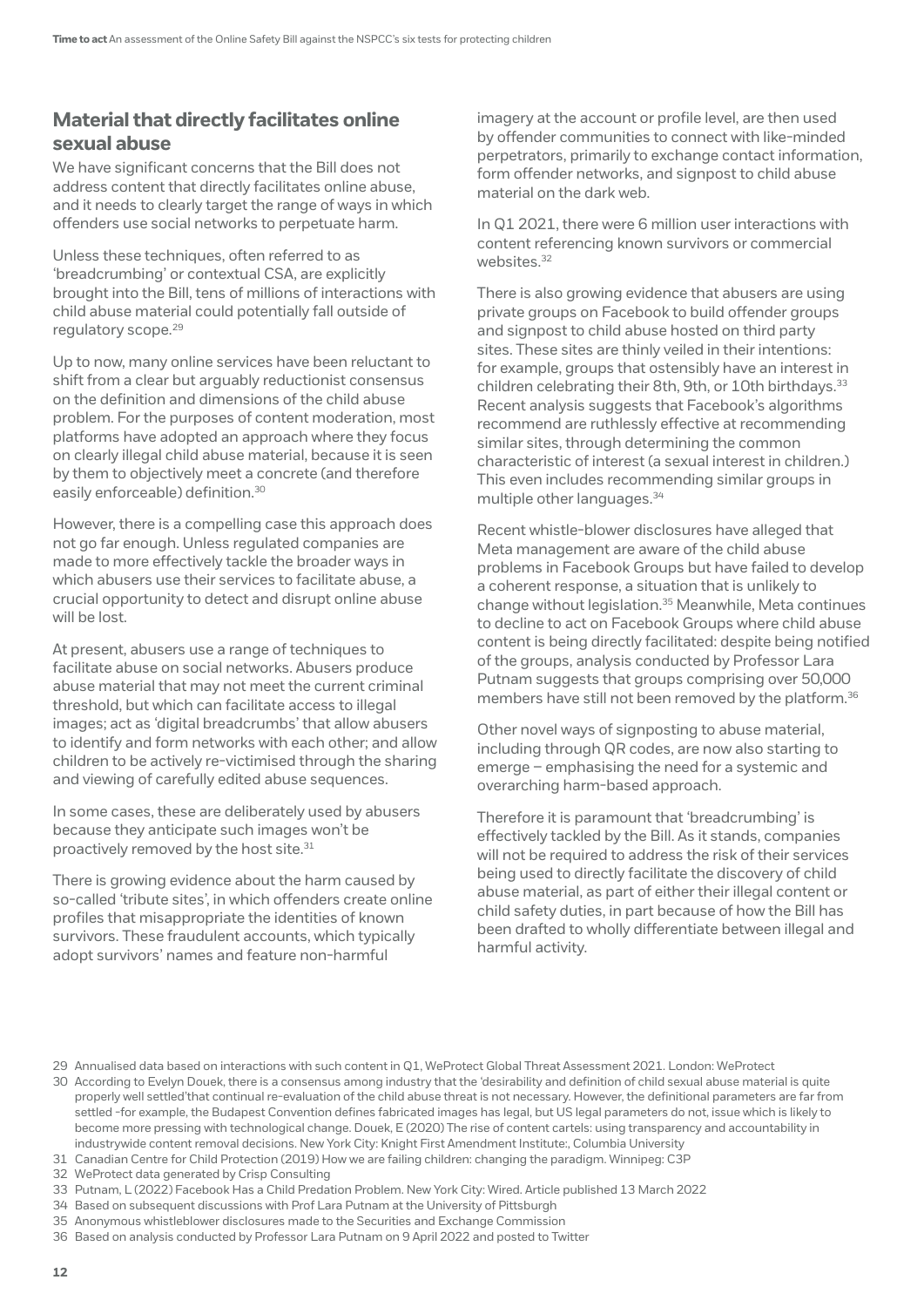## Material that directly facilitates online sexual abuse

We have significant concerns that the Bill does not address content that directly facilitates online abuse, and it needs to clearly target the range of ways in which offenders use social networks to perpetuate harm.

Unless these techniques, often referred to as 'breadcrumbing' or contextual CSA, are explicitly brought into the Bill, tens of millions of interactions with child abuse material could potentially fall outside of regulatory scope.[29]

Up to now, many online services have been reluctant to shift from a clear but arguably reductionist consensus on the definition and dimensions of the child abuse problem. For the purposes of content moderation, most platforms have adopted an approach where they focus on clearly illegal child abuse material, because it is seen by them to objectively meet a concrete (and therefore easily enforceable) definition.[30]

However, there is a compelling case this approach does not go far enough. Unless regulated companies are made to more effectively tackle the broader ways in which abusers use their services to facilitate abuse, a crucial opportunity to detect and disrupt online abuse will be lost.

At present, abusers use a range of techniques to facilitate abuse on social networks. Abusers produce abuse material that may not meet the current criminal threshold, but which can facilitate access to illegal images; act as 'digital breadcrumbs' that allow abusers to identify and form networks with each other; and allow children to be actively re-victimised through the sharing and viewing of carefully edited abuse sequences.

In some cases, these are deliberately used by abusers because they anticipate such images won't be proactively removed by the host site.[31]

There is growing evidence about the harm caused by so-called 'tribute sites', in which offenders create online profiles that misappropriate the identities of known survivors. These fraudulent accounts, which typically adopt survivors' names and feature non-harmful imagery at the account or profile level, are then used by offender communities to connect with like-minded perpetrators, primarily to exchange contact information, form offender networks, and signpost to child abuse material on the dark web.

In Q1 2021, there were 6 million user interactions with content referencing known survivors or commercial websites.[32]

There is also growing evidence that abusers are using private groups on Facebook to build offender groups and signpost to child abuse hosted on third party sites. These sites are thinly veiled in their intentions: for example, groups that ostensibly have an interest in children celebrating their 8th, 9th, or 10th birthdays.[33] Recent analysis suggests that Facebook's algorithms recommend are ruthlessly effective at recommending similar sites, through determining the common characteristic of interest (a sexual interest in children.) This even includes recommending similar groups in multiple other languages.[34]

Recent whistle-blower disclosures have alleged that Meta management are aware of the child abuse problems in Facebook Groups but have failed to develop a coherent response, a situation that is unlikely to change without legislation.[35] Meanwhile, Meta continues to decline to act on Facebook Groups where child abuse content is being directly facilitated: despite being notified of the groups, analysis conducted by Professor Lara Putnam suggests that groups comprising over 50,000 members have still not been removed by the platform.[36]

Other novel ways of signposting to abuse material, including through QR codes, are now also starting to emerge – emphasising the need for a systemic and overarching harm-based approach.

Therefore it is paramount that 'breadcrumbing' is effectively tackled by the Bill. As it stands, companies will not be required to address the risk of their services being used to directly facilitate the discovery of child abuse material, as part of either their illegal content or child safety duties, in part because of how the Bill has been drafted to wholly differentiate between illegal and harmful activity.

---

29 Annualised data based on interactions with such content in Q1, WeProtect Global Threat Assessment 2021. London: WeProtect

30 According to Evelyn Douek, there is a consensus among industry that the 'desirability and definition of child sexual abuse material is quite properly well settled'that continual re-evaluation of the child abuse threat is not necessary. However, the definitional parameters are far from settled -for example, the Budapest Convention defines fabricated images has legal, but US legal parameters do not, issue which is likely to become more pressing with technological change. Douek, E (2020) The rise of content cartels: using transparency and accountability in industrywide content removal decisions. New York City: Knight First Amendment Institute:, Columbia University

31 Canadian Centre for Child Protection (2019) How we are failing children: changing the paradigm. Winnipeg: C3P

32 WeProtect data generated by Crisp Consulting

33 Putnam, L (2022) Facebook Has a Child Predation Problem. New York City: Wired. Article published 13 March 2022

34 Based on subsequent discussions with Prof Lara Putnam at the University of Pittsburgh

35 Anonymous whistleblower disclosures made to the Securities and Exchange Commission

36 Based on analysis conducted by Professor Lara Putnam on 9 April 2022 and posted to Twitter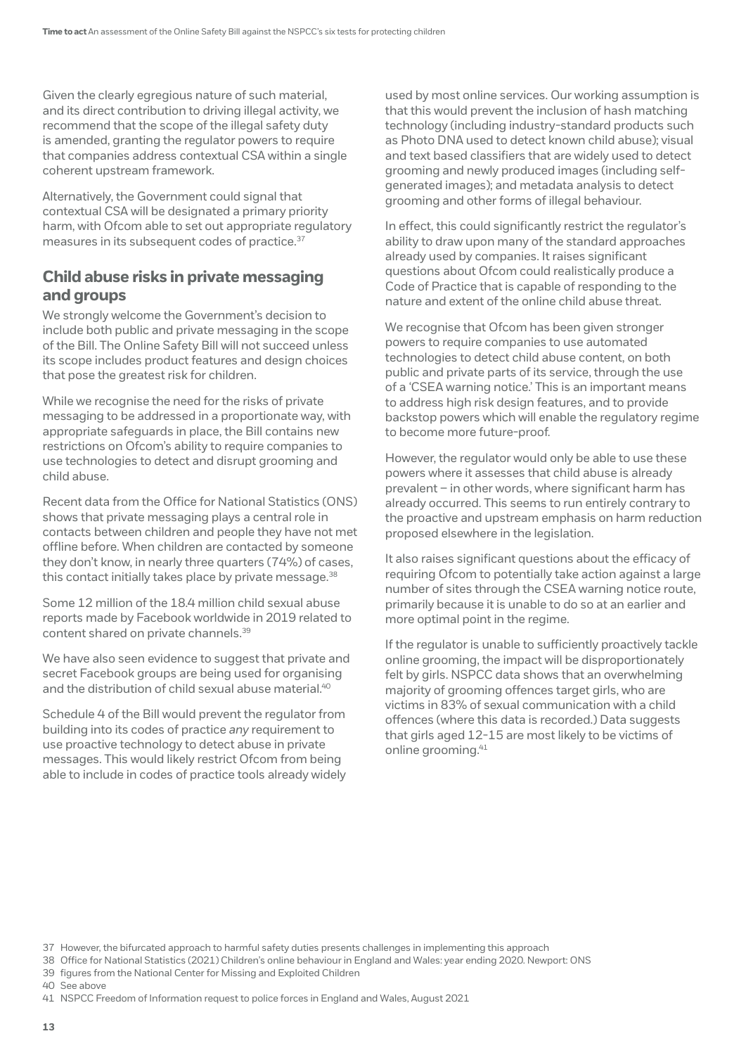Given the clearly egregious nature of such material, and its direct contribution to driving illegal activity, we recommend that the scope of the illegal safety duty is amended, granting the regulator powers to require that companies address contextual CSA within a single coherent upstream framework.

Alternatively, the Government could signal that contextual CSA will be designated a primary priority harm, with Ofcom able to set out appropriate regulatory measures in its subsequent codes of practice.[37]

## Child abuse risks in private messaging and groups

We strongly welcome the Government's decision to include both public and private messaging in the scope of the Bill. The Online Safety Bill will not succeed unless its scope includes product features and design choices that pose the greatest risk for children.

While we recognise the need for the risks of private messaging to be addressed in a proportionate way, with appropriate safeguards in place, the Bill contains new restrictions on Ofcom's ability to require companies to use technologies to detect and disrupt grooming and child abuse.

Recent data from the Office for National Statistics (ONS) shows that private messaging plays a central role in contacts between children and people they have not met offline before. When children are contacted by someone they don't know, in nearly three quarters (74%) of cases, this contact initially takes place by private message.[38]

Some 12 million of the 18.4 million child sexual abuse reports made by Facebook worldwide in 2019 related to content shared on private channels.[39]

We have also seen evidence to suggest that private and secret Facebook groups are being used for organising and the distribution of child sexual abuse material.[40]

Schedule 4 of the Bill would prevent the regulator from building into its codes of practice *any* requirement to use proactive technology to detect abuse in private messages. This would likely restrict Ofcom from being able to include in codes of practice tools already widely used by most online services. Our working assumption is that this would prevent the inclusion of hash matching technology (including industry-standard products such as Photo DNA used to detect known child abuse); visual and text based classifiers that are widely used to detect grooming and newly produced images (including self-generated images); and metadata analysis to detect grooming and other forms of illegal behaviour.

In effect, this could significantly restrict the regulator's ability to draw upon many of the standard approaches already used by companies. It raises significant questions about Ofcom could realistically produce a Code of Practice that is capable of responding to the nature and extent of the online child abuse threat.

We recognise that Ofcom has been given stronger powers to require companies to use automated technologies to detect child abuse content, on both public and private parts of its service, through the use of a 'CSEA warning notice.' This is an important means to address high risk design features, and to provide backstop powers which will enable the regulatory regime to become more future-proof.

However, the regulator would only be able to use these powers where it assesses that child abuse is already prevalent – in other words, where significant harm has already occurred. This seems to run entirely contrary to the proactive and upstream emphasis on harm reduction proposed elsewhere in the legislation.

It also raises significant questions about the efficacy of requiring Ofcom to potentially take action against a large number of sites through the CSEA warning notice route, primarily because it is unable to do so at an earlier and more optimal point in the regime.

If the regulator is unable to sufficiently proactively tackle online grooming, the impact will be disproportionately felt by girls. NSPCC data shows that an overwhelming majority of grooming offences target girls, who are victims in 83% of sexual communication with a child offences (where this data is recorded.) Data suggests that girls aged 12-15 are most likely to be victims of online grooming.[41]

---

37 However, the bifurcated approach to harmful safety duties presents challenges in implementing this approach

38 Office for National Statistics (2021) Children's online behaviour in England and Wales: year ending 2020. Newport: ONS

39 figures from the National Center for Missing and Exploited Children

40 See above

41 NSPCC Freedom of Information request to police forces in England and Wales, August 2021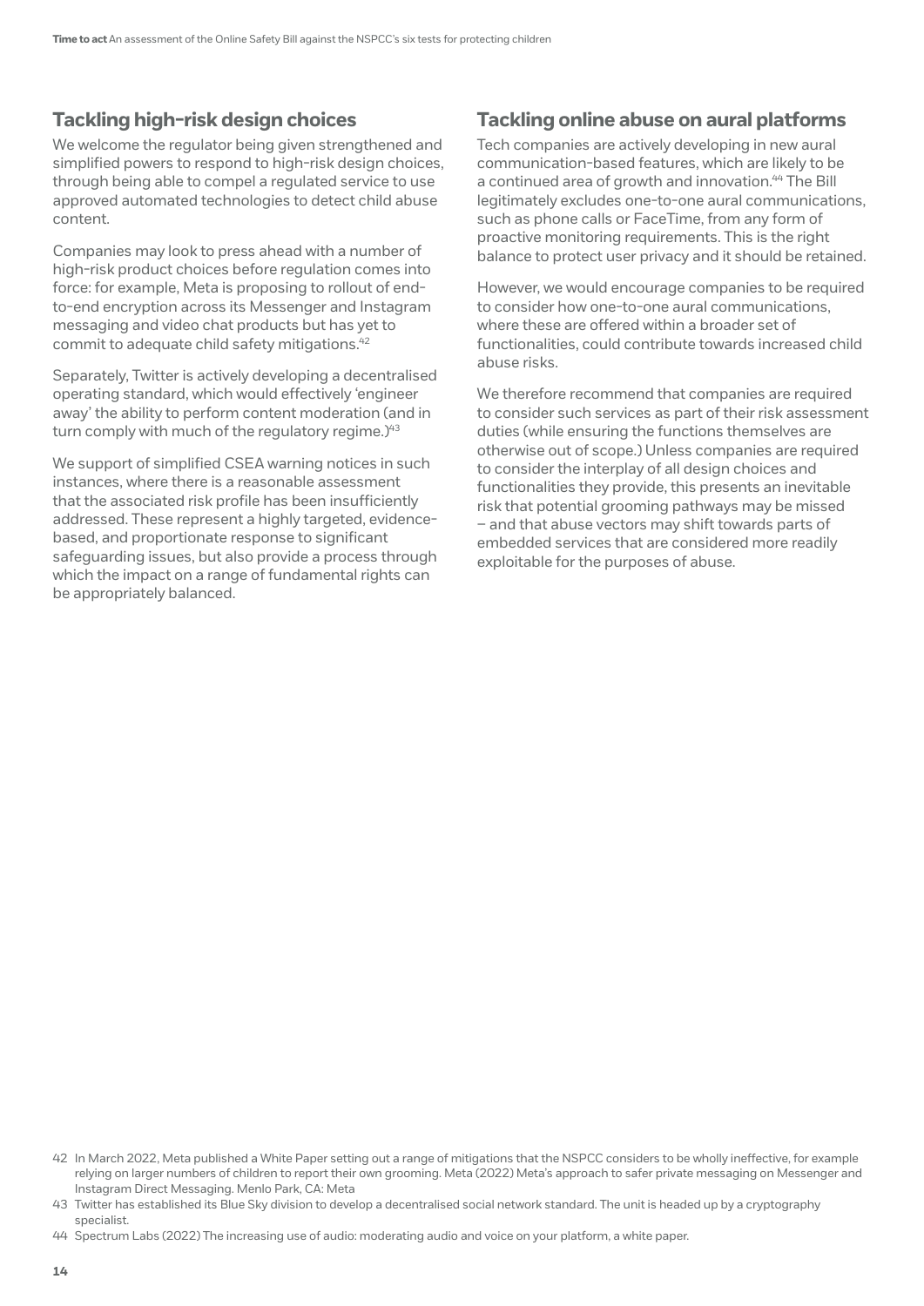## Tackling high-risk design choices

We welcome the regulator being given strengthened and simplified powers to respond to high-risk design choices, through being able to compel a regulated service to use approved automated technologies to detect child abuse content.

Companies may look to press ahead with a number of high-risk product choices before regulation comes into force: for example, Meta is proposing to rollout of end-to-end encryption across its Messenger and Instagram messaging and video chat products but has yet to commit to adequate child safety mitigations.[42]

Separately, Twitter is actively developing a decentralised operating standard, which would effectively 'engineer away' the ability to perform content moderation (and in turn comply with much of the regulatory regime.)[43]

We support of simplified CSEA warning notices in such instances, where there is a reasonable assessment that the associated risk profile has been insufficiently addressed. These represent a highly targeted, evidence-based, and proportionate response to significant safeguarding issues, but also provide a process through which the impact on a range of fundamental rights can be appropriately balanced.

## Tackling online abuse on aural platforms

Tech companies are actively developing in new aural communication-based features, which are likely to be a continued area of growth and innovation.[44] The Bill legitimately excludes one-to-one aural communications, such as phone calls or FaceTime, from any form of proactive monitoring requirements. This is the right balance to protect user privacy and it should be retained.

However, we would encourage companies to be required to consider how one-to-one aural communications, where these are offered within a broader set of functionalities, could contribute towards increased child abuse risks.

We therefore recommend that companies are required to consider such services as part of their risk assessment duties (while ensuring the functions themselves are otherwise out of scope.) Unless companies are required to consider the interplay of all design choices and functionalities they provide, this presents an inevitable risk that potential grooming pathways may be missed – and that abuse vectors may shift towards parts of embedded services that are considered more readily exploitable for the purposes of abuse.

42 In March 2022, Meta published a White Paper setting out a range of mitigations that the NSPCC considers to be wholly ineffective, for example relying on larger numbers of children to report their own grooming. Meta (2022) Meta's approach to safer private messaging on Messenger and Instagram Direct Messaging. Menlo Park, CA: Meta

43 Twitter has established its Blue Sky division to develop a decentralised social network standard. The unit is headed up by a cryptography specialist.

44 Spectrum Labs (2022) The increasing use of audio: moderating audio and voice on your platform, a white paper.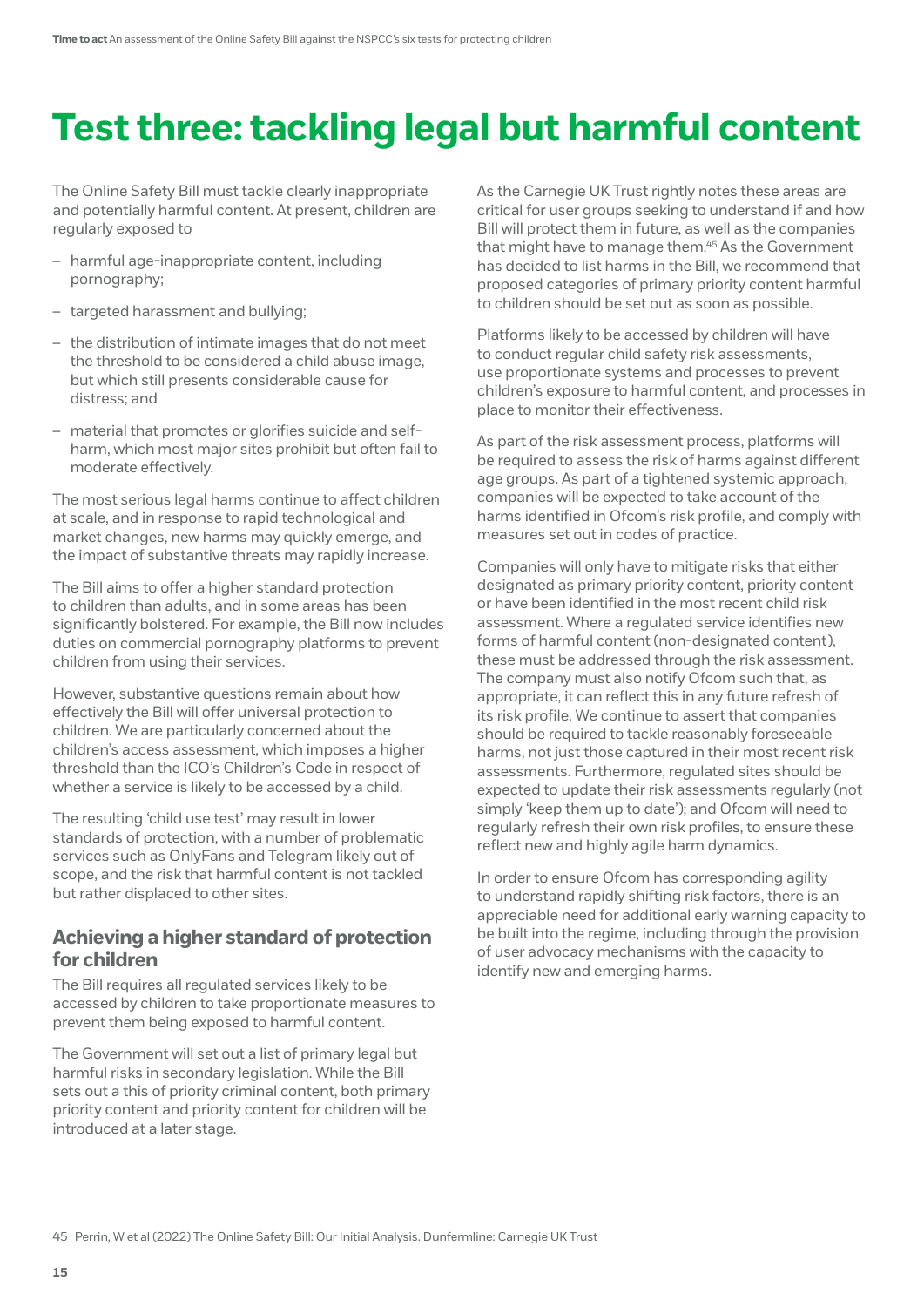# Test three: tackling legal but harmful content

The Online Safety Bill must tackle clearly inappropriate and potentially harmful content. At present, children are regularly exposed to

- harmful age-inappropriate content, including pornography;
- targeted harassment and bullying;
- the distribution of intimate images that do not meet the threshold to be considered a child abuse image, but which still presents considerable cause for distress; and
- material that promotes or glorifies suicide and self-harm, which most major sites prohibit but often fail to moderate effectively.

The most serious legal harms continue to affect children at scale, and in response to rapid technological and market changes, new harms may quickly emerge, and the impact of substantive threats may rapidly increase.

The Bill aims to offer a higher standard protection to children than adults, and in some areas has been significantly bolstered. For example, the Bill now includes duties on commercial pornography platforms to prevent children from using their services.

However, substantive questions remain about how effectively the Bill will offer universal protection to children. We are particularly concerned about the children's access assessment, which imposes a higher threshold than the ICO's Children's Code in respect of whether a service is likely to be accessed by a child.

The resulting 'child use test' may result in lower standards of protection, with a number of problematic services such as OnlyFans and Telegram likely out of scope, and the risk that harmful content is not tackled but rather displaced to other sites.

## Achieving a higher standard of protection for children

The Bill requires all regulated services likely to be accessed by children to take proportionate measures to prevent them being exposed to harmful content.

The Government will set out a list of primary legal but harmful risks in secondary legislation. While the Bill sets out a this of priority criminal content, both primary priority content and priority content for children will be introduced at a later stage.

As the Carnegie UK Trust rightly notes these areas are critical for user groups seeking to understand if and how Bill will protect them in future, as well as the companies that might have to manage them.[45] As the Government has decided to list harms in the Bill, we recommend that proposed categories of primary priority content harmful to children should be set out as soon as possible.

Platforms likely to be accessed by children will have to conduct regular child safety risk assessments, use proportionate systems and processes to prevent children's exposure to harmful content, and processes in place to monitor their effectiveness.

As part of the risk assessment process, platforms will be required to assess the risk of harms against different age groups. As part of a tightened systemic approach, companies will be expected to take account of the harms identified in Ofcom's risk profile, and comply with measures set out in codes of practice.

Companies will only have to mitigate risks that either designated as primary priority content, priority content or have been identified in the most recent child risk assessment. Where a regulated service identifies new forms of harmful content (non-designated content), these must be addressed through the risk assessment. The company must also notify Ofcom such that, as appropriate, it can reflect this in any future refresh of its risk profile. We continue to assert that companies should be required to tackle reasonably foreseeable harms, not just those captured in their most recent risk assessments. Furthermore, regulated sites should be expected to update their risk assessments regularly (not simply 'keep them up to date'); and Ofcom will need to regularly refresh their own risk profiles, to ensure these reflect new and highly agile harm dynamics.

In order to ensure Ofcom has corresponding agility to understand rapidly shifting risk factors, there is an appreciable need for additional early warning capacity to be built into the regime, including through the provision of user advocacy mechanisms with the capacity to identify new and emerging harms.

45 Perrin, W et al (2022) The Online Safety Bill: Our Initial Analysis. Dunfermline: Carnegie UK Trust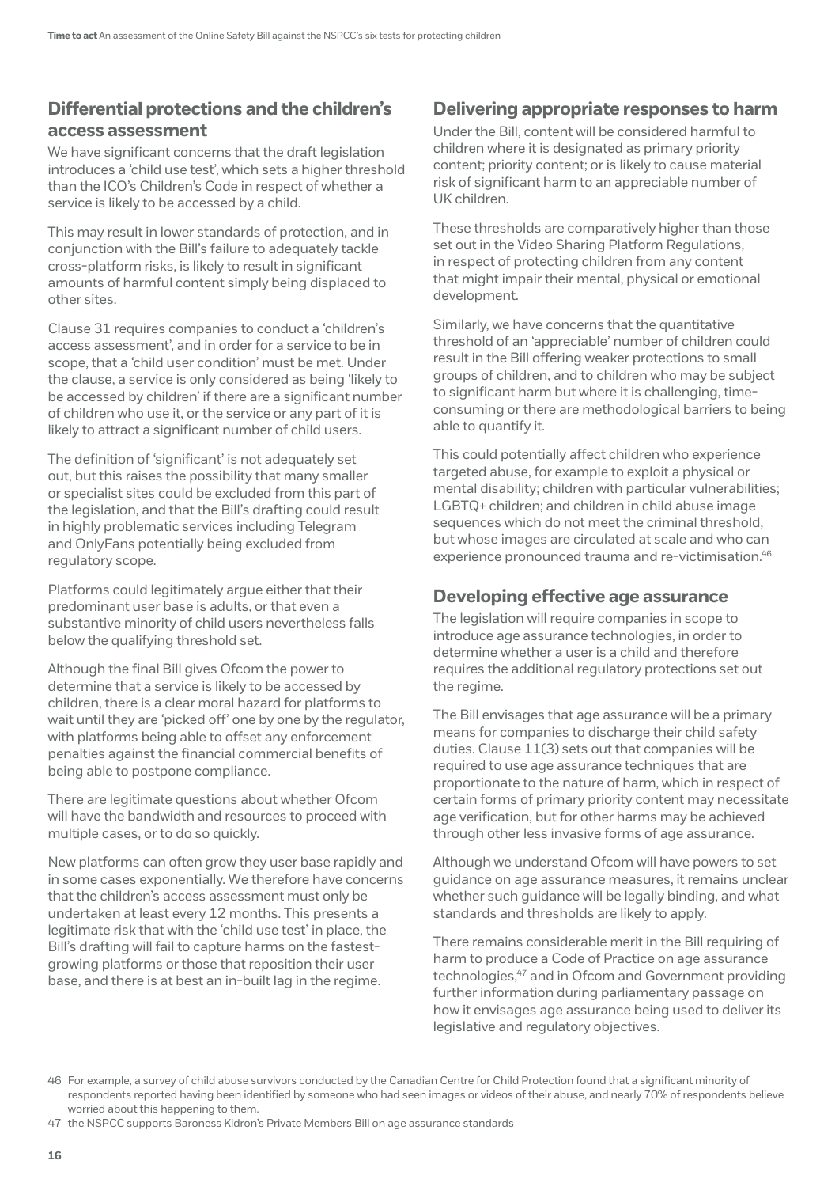## Differential protections and the children's access assessment

We have significant concerns that the draft legislation introduces a 'child use test', which sets a higher threshold than the ICO's Children's Code in respect of whether a service is likely to be accessed by a child.

This may result in lower standards of protection, and in conjunction with the Bill's failure to adequately tackle cross-platform risks, is likely to result in significant amounts of harmful content simply being displaced to other sites.

Clause 31 requires companies to conduct a 'children's access assessment', and in order for a service to be in scope, that a 'child user condition' must be met. Under the clause, a service is only considered as being 'likely to be accessed by children' if there are a significant number of children who use it, or the service or any part of it is likely to attract a significant number of child users.

The definition of 'significant' is not adequately set out, but this raises the possibility that many smaller or specialist sites could be excluded from this part of the legislation, and that the Bill's drafting could result in highly problematic services including Telegram and OnlyFans potentially being excluded from regulatory scope.

Platforms could legitimately argue either that their predominant user base is adults, or that even a substantive minority of child users nevertheless falls below the qualifying threshold set.

Although the final Bill gives Ofcom the power to determine that a service is likely to be accessed by children, there is a clear moral hazard for platforms to wait until they are 'picked off' one by one by the regulator, with platforms being able to offset any enforcement penalties against the financial commercial benefits of being able to postpone compliance.

There are legitimate questions about whether Ofcom will have the bandwidth and resources to proceed with multiple cases, or to do so quickly.

New platforms can often grow they user base rapidly and in some cases exponentially. We therefore have concerns that the children's access assessment must only be undertaken at least every 12 months. This presents a legitimate risk that with the 'child use test' in place, the Bill's drafting will fail to capture harms on the fastest-growing platforms or those that reposition their user base, and there is at best an in-built lag in the regime.

## Delivering appropriate responses to harm

Under the Bill, content will be considered harmful to children where it is designated as primary priority content; priority content; or is likely to cause material risk of significant harm to an appreciable number of UK children.

These thresholds are comparatively higher than those set out in the Video Sharing Platform Regulations, in respect of protecting children from any content that might impair their mental, physical or emotional development.

Similarly, we have concerns that the quantitative threshold of an 'appreciable' number of children could result in the Bill offering weaker protections to small groups of children, and to children who may be subject to significant harm but where it is challenging, time-consuming or there are methodological barriers to being able to quantify it.

This could potentially affect children who experience targeted abuse, for example to exploit a physical or mental disability; children with particular vulnerabilities; LGBTQ+ children; and children in child abuse image sequences which do not meet the criminal threshold, but whose images are circulated at scale and who can experience pronounced trauma and re-victimisation.[46]

## Developing effective age assurance

The legislation will require companies in scope to introduce age assurance technologies, in order to determine whether a user is a child and therefore requires the additional regulatory protections set out the regime.

The Bill envisages that age assurance will be a primary means for companies to discharge their child safety duties. Clause 11(3) sets out that companies will be required to use age assurance techniques that are proportionate to the nature of harm, which in respect of certain forms of primary priority content may necessitate age verification, but for other harms may be achieved through other less invasive forms of age assurance.

Although we understand Ofcom will have powers to set guidance on age assurance measures, it remains unclear whether such guidance will be legally binding, and what standards and thresholds are likely to apply.

There remains considerable merit in the Bill requiring of harm to produce a Code of Practice on age assurance technologies,[47] and in Ofcom and Government providing further information during parliamentary passage on how it envisages age assurance being used to deliver its legislative and regulatory objectives.

46 For example, a survey of child abuse survivors conducted by the Canadian Centre for Child Protection found that a significant minority of respondents reported having been identified by someone who had seen images or videos of their abuse, and nearly 70% of respondents believe worried about this happening to them.

47 the NSPCC supports Baroness Kidron's Private Members Bill on age assurance standards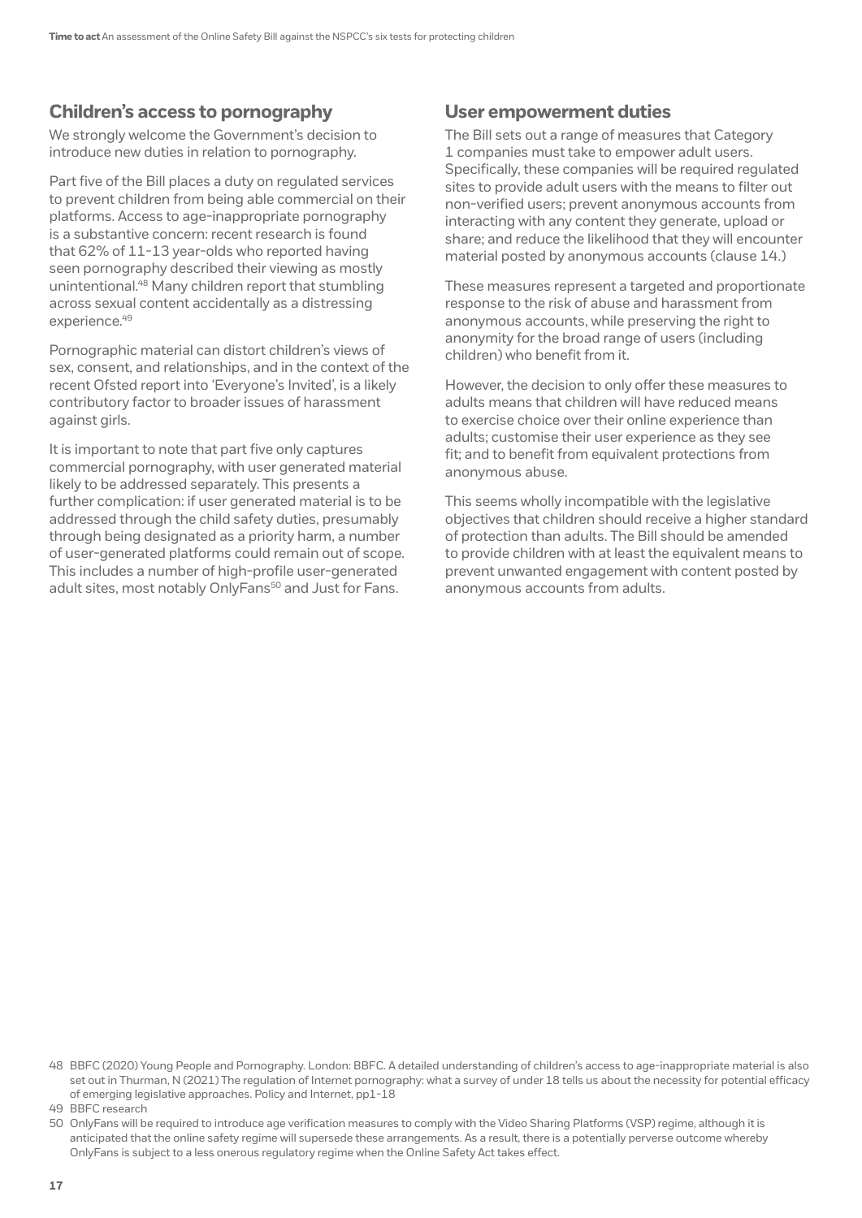## Children's access to pornography

We strongly welcome the Government's decision to introduce new duties in relation to pornography.

Part five of the Bill places a duty on regulated services to prevent children from being able commercial on their platforms. Access to age-inappropriate pornography is a substantive concern: recent research is found that 62% of 11-13 year-olds who reported having seen pornography described their viewing as mostly unintentional.[48] Many children report that stumbling across sexual content accidentally as a distressing experience.[49]

Pornographic material can distort children's views of sex, consent, and relationships, and in the context of the recent Ofsted report into 'Everyone's Invited', is a likely contributory factor to broader issues of harassment against girls.

It is important to note that part five only captures commercial pornography, with user generated material likely to be addressed separately. This presents a further complication: if user generated material is to be addressed through the child safety duties, presumably through being designated as a priority harm, a number of user-generated platforms could remain out of scope. This includes a number of high-profile user-generated adult sites, most notably OnlyFans[50] and Just for Fans.

## User empowerment duties

The Bill sets out a range of measures that Category 1 companies must take to empower adult users. Specifically, these companies will be required regulated sites to provide adult users with the means to filter out non-verified users; prevent anonymous accounts from interacting with any content they generate, upload or share; and reduce the likelihood that they will encounter material posted by anonymous accounts (clause 14.)

These measures represent a targeted and proportionate response to the risk of abuse and harassment from anonymous accounts, while preserving the right to anonymity for the broad range of users (including children) who benefit from it.

However, the decision to only offer these measures to adults means that children will have reduced means to exercise choice over their online experience than adults; customise their user experience as they see fit; and to benefit from equivalent protections from anonymous abuse.

This seems wholly incompatible with the legislative objectives that children should receive a higher standard of protection than adults. The Bill should be amended to provide children with at least the equivalent means to prevent unwanted engagement with content posted by anonymous accounts from adults.

---

48 BBFC (2020) Young People and Pornography. London: BBFC. A detailed understanding of children's access to age-inappropriate material is also set out in Thurman, N (2021) The regulation of Internet pornography: what a survey of under 18 tells us about the necessity for potential efficacy of emerging legislative approaches. Policy and Internet, pp1-18

49 BBFC research

50 OnlyFans will be required to introduce age verification measures to comply with the Video Sharing Platforms (VSP) regime, although it is anticipated that the online safety regime will supersede these arrangements. As a result, there is a potentially perverse outcome whereby OnlyFans is subject to a less onerous regulatory regime when the Online Safety Act takes effect.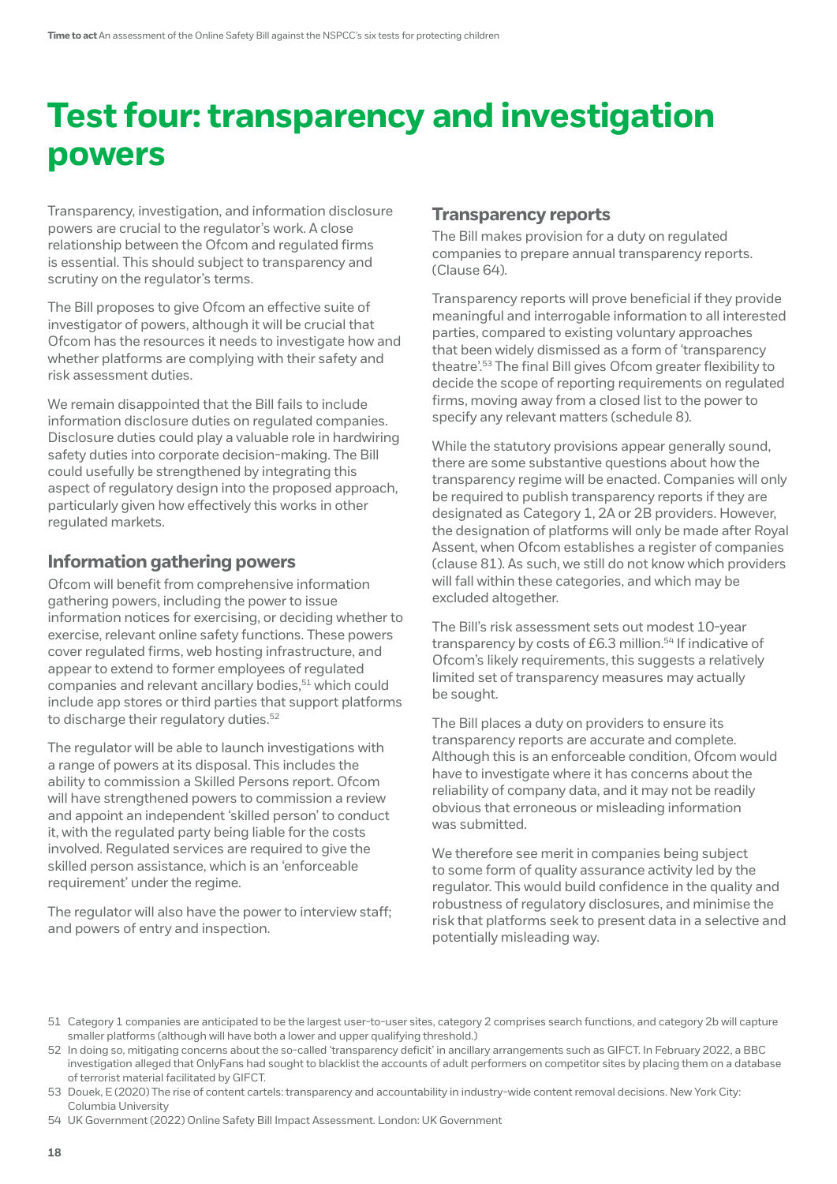# Test four: transparency and investigation powers

Transparency, investigation, and information disclosure powers are crucial to the regulator's work. A close relationship between the Ofcom and regulated firms is essential. This should subject to transparency and scrutiny on the regulator's terms.

The Bill proposes to give Ofcom an effective suite of investigator of powers, although it will be crucial that Ofcom has the resources it needs to investigate how and whether platforms are complying with their safety and risk assessment duties.

We remain disappointed that the Bill fails to include information disclosure duties on regulated companies. Disclosure duties could play a valuable role in hardwiring safety duties into corporate decision-making. The Bill could usefully be strengthened by integrating this aspect of regulatory design into the proposed approach, particularly given how effectively this works in other regulated markets.

## Information gathering powers

Ofcom will benefit from comprehensive information gathering powers, including the power to issue information notices for exercising, or deciding whether to exercise, relevant online safety functions. These powers cover regulated firms, web hosting infrastructure, and appear to extend to former employees of regulated companies and relevant ancillary bodies,[51] which could include app stores or third parties that support platforms to discharge their regulatory duties.[52]

The regulator will be able to launch investigations with a range of powers at its disposal. This includes the ability to commission a Skilled Persons report. Ofcom will have strengthened powers to commission a review and appoint an independent 'skilled person' to conduct it, with the regulated party being liable for the costs involved. Regulated services are required to give the skilled person assistance, which is an 'enforceable requirement' under the regime.

The regulator will also have the power to interview staff; and powers of entry and inspection.

## Transparency reports

The Bill makes provision for a duty on regulated companies to prepare annual transparency reports. (Clause 64).

Transparency reports will prove beneficial if they provide meaningful and interrogable information to all interested parties, compared to existing voluntary approaches that been widely dismissed as a form of 'transparency theatre'.[53] The final Bill gives Ofcom greater flexibility to decide the scope of reporting requirements on regulated firms, moving away from a closed list to the power to specify any relevant matters (schedule 8).

While the statutory provisions appear generally sound, there are some substantive questions about how the transparency regime will be enacted. Companies will only be required to publish transparency reports if they are designated as Category 1, 2A or 2B providers. However, the designation of platforms will only be made after Royal Assent, when Ofcom establishes a register of companies (clause 81). As such, we still do not know which providers will fall within these categories, and which may be excluded altogether.

The Bill's risk assessment sets out modest 10-year transparency by costs of £6.3 million.[54] If indicative of Ofcom's likely requirements, this suggests a relatively limited set of transparency measures may actually be sought.

The Bill places a duty on providers to ensure its transparency reports are accurate and complete. Although this is an enforceable condition, Ofcom would have to investigate where it has concerns about the reliability of company data, and it may not be readily obvious that erroneous or misleading information was submitted.

We therefore see merit in companies being subject to some form of quality assurance activity led by the regulator. This would build confidence in the quality and robustness of regulatory disclosures, and minimise the risk that platforms seek to present data in a selective and potentially misleading way.

---

51 Category 1 companies are anticipated to be the largest user-to-user sites, category 2 comprises search functions, and category 2b will capture smaller platforms (although will have both a lower and upper qualifying threshold.)

52 In doing so, mitigating concerns about the so-called 'transparency deficit' in ancillary arrangements such as GIFCT. In February 2022, a BBC investigation alleged that OnlyFans had sought to blacklist the accounts of adult performers on competitor sites by placing them on a database of terrorist material facilitated by GIFCT.

53 Douek, E (2020) The rise of content cartels: transparency and accountability in industry-wide content removal decisions. New York City: Columbia University

54 UK Government (2022) Online Safety Bill Impact Assessment. London: UK Government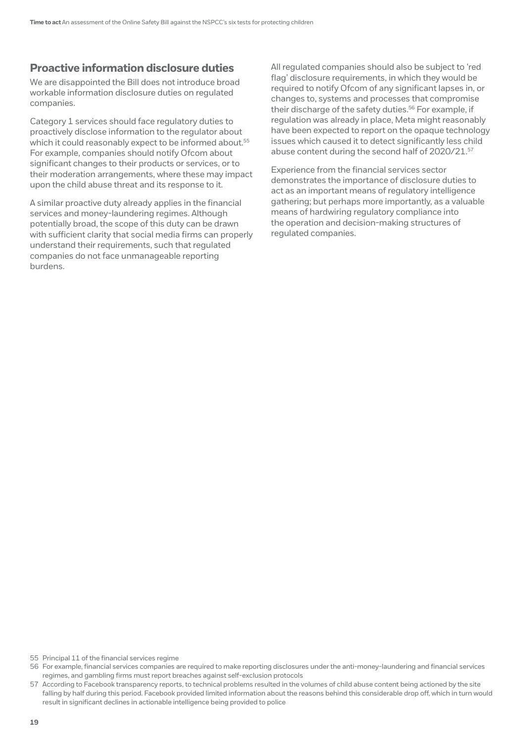## Proactive information disclosure duties

We are disappointed the Bill does not introduce broad workable information disclosure duties on regulated companies.

Category 1 services should face regulatory duties to proactively disclose information to the regulator about which it could reasonably expect to be informed about.[55] For example, companies should notify Ofcom about significant changes to their products or services, or to their moderation arrangements, where these may impact upon the child abuse threat and its response to it.

A similar proactive duty already applies in the financial services and money-laundering regimes. Although potentially broad, the scope of this duty can be drawn with sufficient clarity that social media firms can properly understand their requirements, such that regulated companies do not face unmanageable reporting burdens.

All regulated companies should also be subject to 'red flag' disclosure requirements, in which they would be required to notify Ofcom of any significant lapses in, or changes to, systems and processes that compromise their discharge of the safety duties.[56] For example, if regulation was already in place, Meta might reasonably have been expected to report on the opaque technology issues which caused it to detect significantly less child abuse content during the second half of 2020/21.[57]

Experience from the financial services sector demonstrates the importance of disclosure duties to act as an important means of regulatory intelligence gathering; but perhaps more importantly, as a valuable means of hardwiring regulatory compliance into the operation and decision-making structures of regulated companies.

55 Principal 11 of the financial services regime

56 For example, financial services companies are required to make reporting disclosures under the anti-money-laundering and financial services regimes, and gambling firms must report breaches against self-exclusion protocols

57 According to Facebook transparency reports, to technical problems resulted in the volumes of child abuse content being actioned by the site falling by half during this period. Facebook provided limited information about the reasons behind this considerable drop off, which in turn would result in significant declines in actionable intelligence being provided to police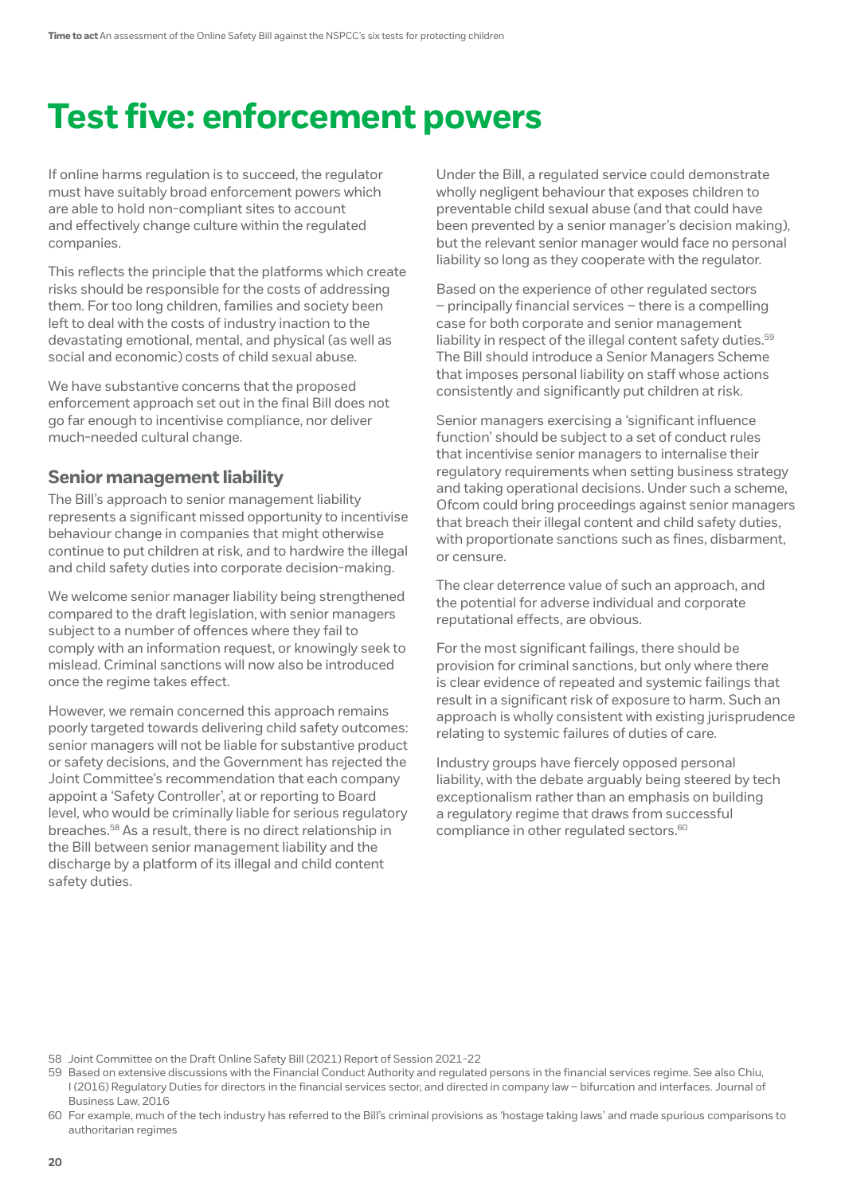# Test five: enforcement powers

If online harms regulation is to succeed, the regulator must have suitably broad enforcement powers which are able to hold non-compliant sites to account and effectively change culture within the regulated companies.

This reflects the principle that the platforms which create risks should be responsible for the costs of addressing them. For too long children, families and society been left to deal with the costs of industry inaction to the devastating emotional, mental, and physical (as well as social and economic) costs of child sexual abuse.

We have substantive concerns that the proposed enforcement approach set out in the final Bill does not go far enough to incentivise compliance, nor deliver much-needed cultural change.

## Senior management liability

The Bill's approach to senior management liability represents a significant missed opportunity to incentivise behaviour change in companies that might otherwise continue to put children at risk, and to hardwire the illegal and child safety duties into corporate decision-making.

We welcome senior manager liability being strengthened compared to the draft legislation, with senior managers subject to a number of offences where they fail to comply with an information request, or knowingly seek to mislead. Criminal sanctions will now also be introduced once the regime takes effect.

However, we remain concerned this approach remains poorly targeted towards delivering child safety outcomes: senior managers will not be liable for substantive product or safety decisions, and the Government has rejected the Joint Committee's recommendation that each company appoint a 'Safety Controller', at or reporting to Board level, who would be criminally liable for serious regulatory breaches.[58] As a result, there is no direct relationship in the Bill between senior management liability and the discharge by a platform of its illegal and child content safety duties.

Under the Bill, a regulated service could demonstrate wholly negligent behaviour that exposes children to preventable child sexual abuse (and that could have been prevented by a senior manager's decision making), but the relevant senior manager would face no personal liability so long as they cooperate with the regulator.

Based on the experience of other regulated sectors – principally financial services – there is a compelling case for both corporate and senior management liability in respect of the illegal content safety duties.[59] The Bill should introduce a Senior Managers Scheme that imposes personal liability on staff whose actions consistently and significantly put children at risk.

Senior managers exercising a 'significant influence function' should be subject to a set of conduct rules that incentivise senior managers to internalise their regulatory requirements when setting business strategy and taking operational decisions. Under such a scheme, Ofcom could bring proceedings against senior managers that breach their illegal content and child safety duties, with proportionate sanctions such as fines, disbarment, or censure.

The clear deterrence value of such an approach, and the potential for adverse individual and corporate reputational effects, are obvious.

For the most significant failings, there should be provision for criminal sanctions, but only where there is clear evidence of repeated and systemic failings that result in a significant risk of exposure to harm. Such an approach is wholly consistent with existing jurisprudence relating to systemic failures of duties of care.

Industry groups have fiercely opposed personal liability, with the debate arguably being steered by tech exceptionalism rather than an emphasis on building a regulatory regime that draws from successful compliance in other regulated sectors.[60]

---

58 Joint Committee on the Draft Online Safety Bill (2021) Report of Session 2021-22

59 Based on extensive discussions with the Financial Conduct Authority and regulated persons in the financial services regime. See also Chiu, I (2016) Regulatory Duties for directors in the financial services sector, and directed in company law – bifurcation and interfaces. Journal of Business Law, 2016

60 For example, much of the tech industry has referred to the Bill's criminal provisions as 'hostage taking laws' and made spurious comparisons to authoritarian regimes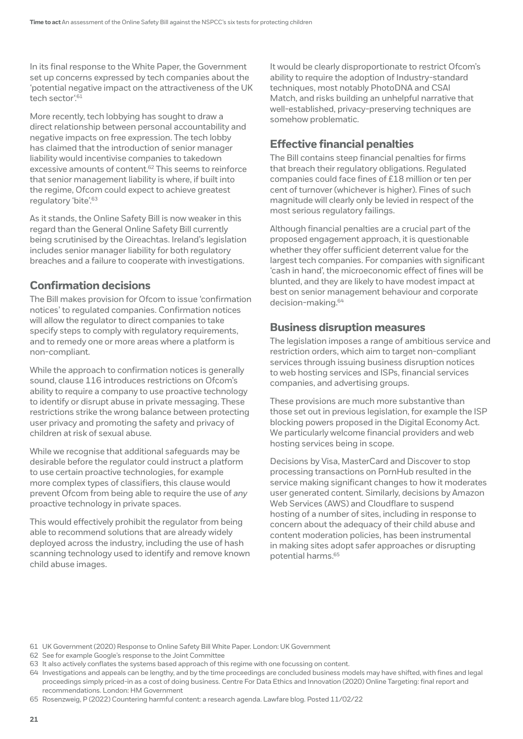In its final response to the White Paper, the Government set up concerns expressed by tech companies about the 'potential negative impact on the attractiveness of the UK tech sector'.[61]

More recently, tech lobbying has sought to draw a direct relationship between personal accountability and negative impacts on free expression. The tech lobby has claimed that the introduction of senior manager liability would incentivise companies to takedown excessive amounts of content.[62] This seems to reinforce that senior management liability is where, if built into the regime, Ofcom could expect to achieve greatest regulatory 'bite'.[63]

As it stands, the Online Safety Bill is now weaker in this regard than the General Online Safety Bill currently being scrutinised by the Oireachtas. Ireland's legislation includes senior manager liability for both regulatory breaches and a failure to cooperate with investigations.

## Confirmation decisions

The Bill makes provision for Ofcom to issue 'confirmation notices' to regulated companies. Confirmation notices will allow the regulator to direct companies to take specify steps to comply with regulatory requirements, and to remedy one or more areas where a platform is non-compliant.

While the approach to confirmation notices is generally sound, clause 116 introduces restrictions on Ofcom's ability to require a company to use proactive technology to identify or disrupt abuse in private messaging. These restrictions strike the wrong balance between protecting user privacy and promoting the safety and privacy of children at risk of sexual abuse.

While we recognise that additional safeguards may be desirable before the regulator could instruct a platform to use certain proactive technologies, for example more complex types of classifiers, this clause would prevent Ofcom from being able to require the use of *any* proactive technology in private spaces.

This would effectively prohibit the regulator from being able to recommend solutions that are already widely deployed across the industry, including the use of hash scanning technology used to identify and remove known child abuse images.

It would be clearly disproportionate to restrict Ofcom's ability to require the adoption of Industry-standard techniques, most notably PhotoDNA and CSAI Match, and risks building an unhelpful narrative that well-established, privacy-preserving techniques are somehow problematic.

## Effective financial penalties

The Bill contains steep financial penalties for firms that breach their regulatory obligations. Regulated companies could face fines of £18 million or ten per cent of turnover (whichever is higher). Fines of such magnitude will clearly only be levied in respect of the most serious regulatory failings.

Although financial penalties are a crucial part of the proposed engagement approach, it is questionable whether they offer sufficient deterrent value for the largest tech companies. For companies with significant 'cash in hand', the microeconomic effect of fines will be blunted, and they are likely to have modest impact at best on senior management behaviour and corporate decision-making.[64]

## Business disruption measures

The legislation imposes a range of ambitious service and restriction orders, which aim to target non-compliant services through issuing business disruption notices to web hosting services and ISPs, financial services companies, and advertising groups.

These provisions are much more substantive than those set out in previous legislation, for example the ISP blocking powers proposed in the Digital Economy Act. We particularly welcome financial providers and web hosting services being in scope.

Decisions by Visa, MasterCard and Discover to stop processing transactions on PornHub resulted in the service making significant changes to how it moderates user generated content. Similarly, decisions by Amazon Web Services (AWS) and Cloudflare to suspend hosting of a number of sites, including in response to concern about the adequacy of their child abuse and content moderation policies, has been instrumental in making sites adopt safer approaches or disrupting potential harms.[65]

---

61 UK Government (2020) Response to Online Safety Bill White Paper. London: UK Government

62 See for example Google's response to the Joint Committee

63 It also actively conflates the systems based approach of this regime with one focussing on content.

64 Investigations and appeals can be lengthy, and by the time proceedings are concluded business models may have shifted, with fines and legal proceedings simply priced-in as a cost of doing business. Centre For Data Ethics and Innovation (2020) Online Targeting: final report and recommendations. London: HM Government

65 Rosenzweig, P (2022) Countering harmful content: a research agenda. Lawfare blog. Posted 11/02/22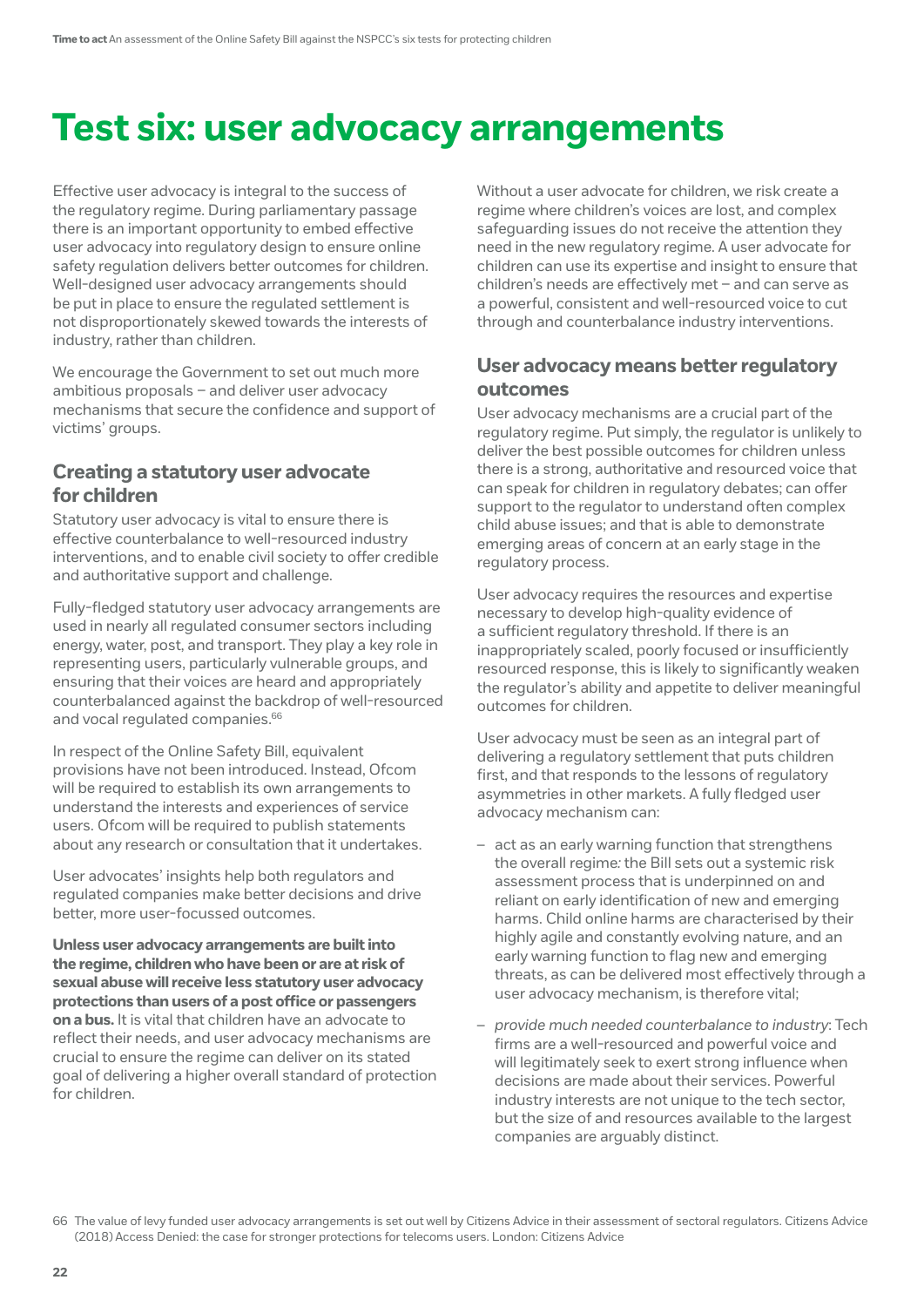# Test six: user advocacy arrangements

Effective user advocacy is integral to the success of the regulatory regime. During parliamentary passage there is an important opportunity to embed effective user advocacy into regulatory design to ensure online safety regulation delivers better outcomes for children. Well-designed user advocacy arrangements should be put in place to ensure the regulated settlement is not disproportionately skewed towards the interests of industry, rather than children.

We encourage the Government to set out much more ambitious proposals – and deliver user advocacy mechanisms that secure the confidence and support of victims' groups.

## Creating a statutory user advocate for children

Statutory user advocacy is vital to ensure there is effective counterbalance to well-resourced industry interventions, and to enable civil society to offer credible and authoritative support and challenge.

Fully-fledged statutory user advocacy arrangements are used in nearly all regulated consumer sectors including energy, water, post, and transport. They play a key role in representing users, particularly vulnerable groups, and ensuring that their voices are heard and appropriately counterbalanced against the backdrop of well-resourced and vocal regulated companies.[66]

In respect of the Online Safety Bill, equivalent provisions have not been introduced. Instead, Ofcom will be required to establish its own arrangements to understand the interests and experiences of service users. Ofcom will be required to publish statements about any research or consultation that it undertakes.

User advocates' insights help both regulators and regulated companies make better decisions and drive better, more user-focussed outcomes.

**Unless user advocacy arrangements are built into the regime, children who have been or are at risk of sexual abuse will receive less statutory user advocacy protections than users of a post office or passengers on a bus.** It is vital that children have an advocate to reflect their needs, and user advocacy mechanisms are crucial to ensure the regime can deliver on its stated goal of delivering a higher overall standard of protection for children.

Without a user advocate for children, we risk create a regime where children's voices are lost, and complex safeguarding issues do not receive the attention they need in the new regulatory regime. A user advocate for children can use its expertise and insight to ensure that children's needs are effectively met – and can serve as a powerful, consistent and well-resourced voice to cut through and counterbalance industry interventions.

## User advocacy means better regulatory outcomes

User advocacy mechanisms are a crucial part of the regulatory regime. Put simply, the regulator is unlikely to deliver the best possible outcomes for children unless there is a strong, authoritative and resourced voice that can speak for children in regulatory debates; can offer support to the regulator to understand often complex child abuse issues; and that is able to demonstrate emerging areas of concern at an early stage in the regulatory process.

User advocacy requires the resources and expertise necessary to develop high-quality evidence of a sufficient regulatory threshold. If there is an inappropriately scaled, poorly focused or insufficiently resourced response, this is likely to significantly weaken the regulator's ability and appetite to deliver meaningful outcomes for children.

User advocacy must be seen as an integral part of delivering a regulatory settlement that puts children first, and that responds to the lessons of regulatory asymmetries in other markets. A fully fledged user advocacy mechanism can:

- act as an early warning function that strengthens the overall regime: the Bill sets out a systemic risk assessment process that is underpinned on and reliant on early identification of new and emerging harms. Child online harms are characterised by their highly agile and constantly evolving nature, and an early warning function to flag new and emerging threats, as can be delivered most effectively through a user advocacy mechanism, is therefore vital;
- *provide much needed counterbalance to industry*: Tech firms are a well-resourced and powerful voice and will legitimately seek to exert strong influence when decisions are made about their services. Powerful industry interests are not unique to the tech sector, but the size of and resources available to the largest companies are arguably distinct.

66 The value of levy funded user advocacy arrangements is set out well by Citizens Advice in their assessment of sectoral regulators. Citizens Advice (2018) Access Denied: the case for stronger protections for telecoms users. London: Citizens Advice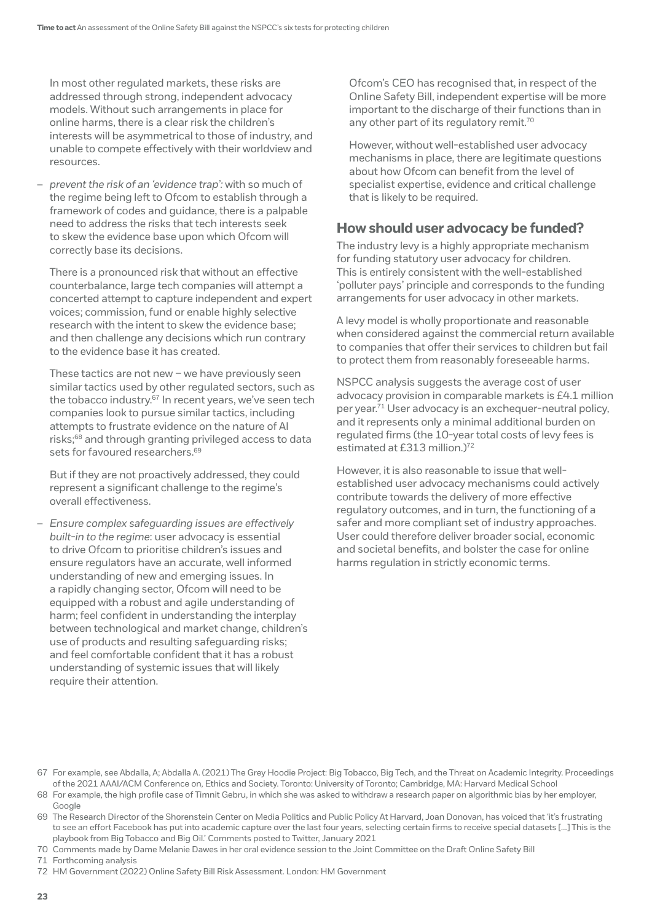In most other regulated markets, these risks are addressed through strong, independent advocacy models. Without such arrangements in place for online harms, there is a clear risk the children's interests will be asymmetrical to those of industry, and unable to compete effectively with their worldview and resources.

– *prevent the risk of an 'evidence trap'*: with so much of the regime being left to Ofcom to establish through a framework of codes and guidance, there is a palpable need to address the risks that tech interests seek to skew the evidence base upon which Ofcom will correctly base its decisions.

  There is a pronounced risk that without an effective counterbalance, large tech companies will attempt a concerted attempt to capture independent and expert voices; commission, fund or enable highly selective research with the intent to skew the evidence base; and then challenge any decisions which run contrary to the evidence base it has created.

  These tactics are not new – we have previously seen similar tactics used by other regulated sectors, such as the tobacco industry.[67] In recent years, we've seen tech companies look to pursue similar tactics, including attempts to frustrate evidence on the nature of AI risks;[68] and through granting privileged access to data sets for favoured researchers.[69]

  But if they are not proactively addressed, they could represent a significant challenge to the regime's overall effectiveness.

– *Ensure complex safeguarding issues are effectively built-in to the regime*: user advocacy is essential to drive Ofcom to prioritise children's issues and ensure regulators have an accurate, well informed understanding of new and emerging issues. In a rapidly changing sector, Ofcom will need to be equipped with a robust and agile understanding of harm; feel confident in understanding the interplay between technological and market change, children's use of products and resulting safeguarding risks; and feel comfortable confident that it has a robust understanding of systemic issues that will likely require their attention.

  Ofcom's CEO has recognised that, in respect of the Online Safety Bill, independent expertise will be more important to the discharge of their functions than in any other part of its regulatory remit.[70]

  However, without well-established user advocacy mechanisms in place, there are legitimate questions about how Ofcom can benefit from the level of specialist expertise, evidence and critical challenge that is likely to be required.

## How should user advocacy be funded?

The industry levy is a highly appropriate mechanism for funding statutory user advocacy for children. This is entirely consistent with the well-established 'polluter pays' principle and corresponds to the funding arrangements for user advocacy in other markets.

A levy model is wholly proportionate and reasonable when considered against the commercial return available to companies that offer their services to children but fail to protect them from reasonably foreseeable harms.

NSPCC analysis suggests the average cost of user advocacy provision in comparable markets is £4.1 million per year.[71] User advocacy is an exchequer-neutral policy, and it represents only a minimal additional burden on regulated firms (the 10-year total costs of levy fees is estimated at £313 million.)[72]

However, it is also reasonable to issue that well-established user advocacy mechanisms could actively contribute towards the delivery of more effective regulatory outcomes, and in turn, the functioning of a safer and more compliant set of industry approaches. User could therefore deliver broader social, economic and societal benefits, and bolster the case for online harms regulation in strictly economic terms.

---

67 For example, see Abdalla, A; Abdalla A. (2021) The Grey Hoodie Project: Big Tobacco, Big Tech, and the Threat on Academic Integrity. Proceedings of the 2021 AAAI/ACM Conference on, Ethics and Society. Toronto: University of Toronto; Cambridge, MA: Harvard Medical School

68 For example, the high profile case of Timnit Gebru, in which she was asked to withdraw a research paper on algorithmic bias by her employer, Google

69 The Research Director of the Shorenstein Center on Media Politics and Public Policy At Harvard, Joan Donovan, has voiced that 'it's frustrating to see an effort Facebook has put into academic capture over the last four years, selecting certain firms to receive special datasets [...] This is the playbook from Big Tobacco and Big Oil.' Comments posted to Twitter, January 2021

70 Comments made by Dame Melanie Dawes in her oral evidence session to the Joint Committee on the Draft Online Safety Bill

71 Forthcoming analysis

72 HM Government (2022) Online Safety Bill Risk Assessment. London: HM Government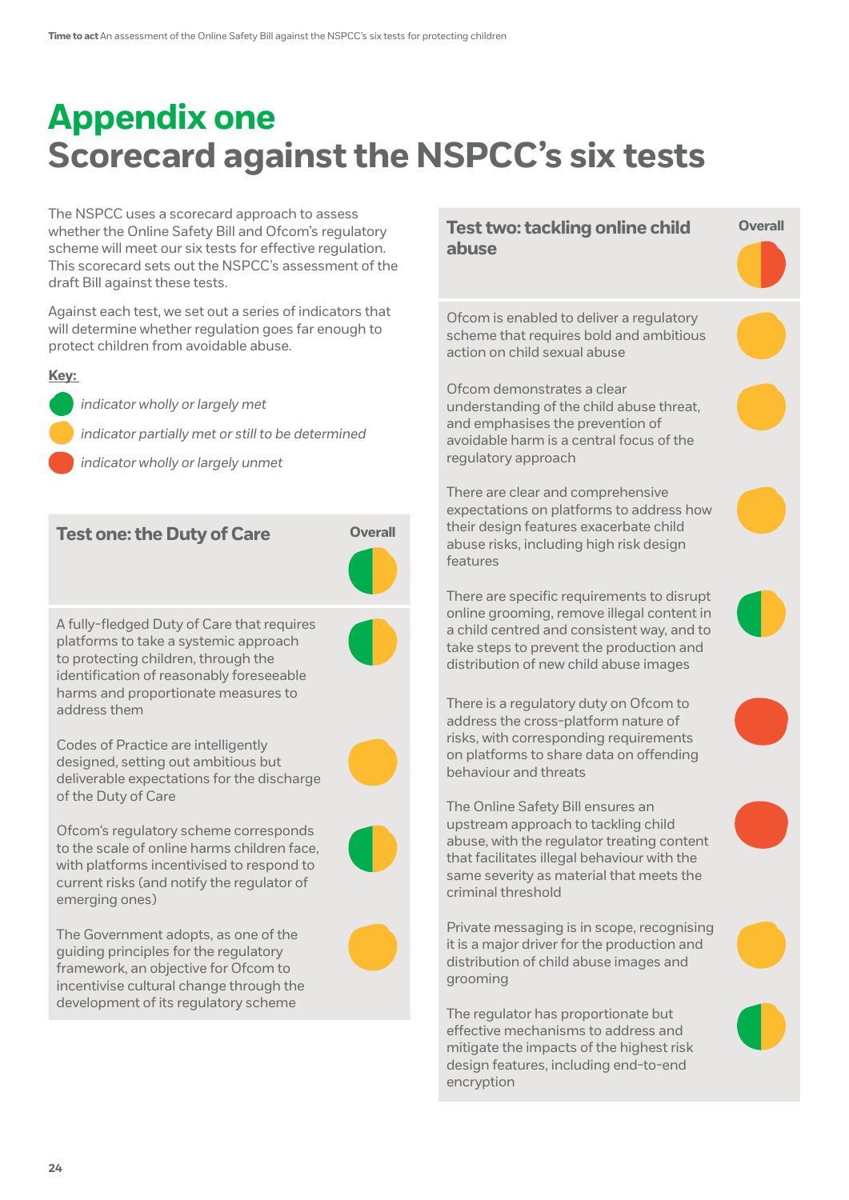# Appendix one
# Scorecard against the NSPCC's six tests

The NSPCC uses a scorecard approach to assess whether the Online Safety Bill and Ofcom's regulatory scheme will meet our six tests for effective regulation. This scorecard sets out the NSPCC's assessment of the draft Bill against these tests.

Against each test, we set out a series of indicators that will determine whether regulation goes far enough to protect children from avoidable abuse.

**Key:**

- Green: *indicator wholly or largely met*
- Amber: *indicator partially met or still to be determined*
- Red: *indicator wholly or largely unmet*

| Test one: the Duty of Care | Overall: Green/Amber |
|---|---|
| A fully-fledged Duty of Care that requires platforms to take a systemic approach to protecting children, through the identification of reasonably foreseeable harms and proportionate measures to address them | Green/Amber |
| Codes of Practice are intelligently designed, setting out ambitious but deliverable expectations for the discharge of the Duty of Care | Amber |
| Ofcom's regulatory scheme corresponds to the scale of online harms children face, with platforms incentivised to respond to current risks (and notify the regulator of emerging ones) | Green/Amber |
| The Government adopts, as one of the guiding principles for the regulatory framework, an objective for Ofcom to incentivise cultural change through the development of its regulatory scheme | Amber |

| Test two: tackling online child abuse | Overall: Amber/Red |
|---|---|
| Ofcom is enabled to deliver a regulatory scheme that requires bold and ambitious action on child sexual abuse | Amber |
| Ofcom demonstrates a clear understanding of the child abuse threat, and emphasises the prevention of avoidable harm is a central focus of the regulatory approach | Amber |
| There are clear and comprehensive expectations on platforms to address how their design features exacerbate child abuse risks, including high risk design features | Amber |
| There are specific requirements to disrupt online grooming, remove illegal content in a child centred and consistent way, and to take steps to prevent the production and distribution of new child abuse images | Green/Amber |
| There is a regulatory duty on Ofcom to address the cross-platform nature of risks, with corresponding requirements on platforms to share data on offending behaviour and threats | Red |
| The Online Safety Bill ensures an upstream approach to tackling child abuse, with the regulator treating content that facilitates illegal behaviour with the same severity as material that meets the criminal threshold | Red |
| Private messaging is in scope, recognising it is a major driver for the production and distribution of child abuse images and grooming | Amber |
| The regulator has proportionate but effective mechanisms to address and mitigate the impacts of the highest risk design features, including end-to-end encryption | Green/Amber |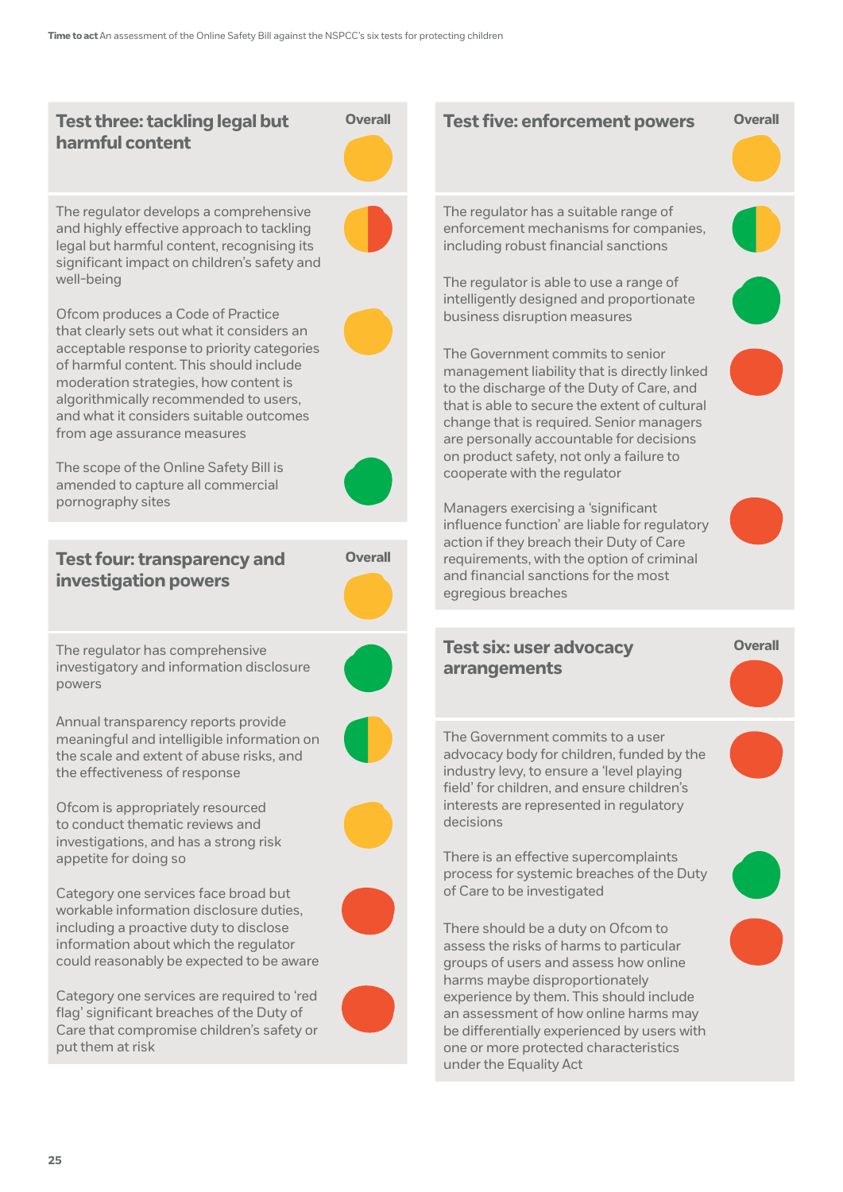### Test three: tackling legal but harmful content

Overall

The regulator develops a comprehensive and highly effective approach to tackling legal but harmful content, recognising its significant impact on children's safety and well-being

Ofcom produces a Code of Practice that clearly sets out what it considers an acceptable response to priority categories of harmful content. This should include moderation strategies, how content is algorithmically recommended to users, and what it considers suitable outcomes from age assurance measures

The scope of the Online Safety Bill is amended to capture all commercial pornography sites

### Test four: transparency and investigation powers

Overall

The regulator has comprehensive investigatory and information disclosure powers

Annual transparency reports provide meaningful and intelligible information on the scale and extent of abuse risks, and the effectiveness of response

Ofcom is appropriately resourced to conduct thematic reviews and investigations, and has a strong risk appetite for doing so

Category one services face broad but workable information disclosure duties, including a proactive duty to disclose information about which the regulator could reasonably be expected to be aware

Category one services are required to 'red flag' significant breaches of the Duty of Care that compromise children's safety or put them at risk

### Test five: enforcement powers

Overall

The regulator has a suitable range of enforcement mechanisms for companies, including robust financial sanctions

The regulator is able to use a range of intelligently designed and proportionate business disruption measures

The Government commits to senior management liability that is directly linked to the discharge of the Duty of Care, and that is able to secure the extent of cultural change that is required. Senior managers are personally accountable for decisions on product safety, not only a failure to cooperate with the regulator

Managers exercising a 'significant influence function' are liable for regulatory action if they breach their Duty of Care requirements, with the option of criminal and financial sanctions for the most egregious breaches

### Test six: user advocacy arrangements

Overall

The Government commits to a user advocacy body for children, funded by the industry levy, to ensure a 'level playing field' for children, and ensure children's interests are represented in regulatory decisions

There is an effective supercomplaints process for systemic breaches of the Duty of Care to be investigated

There should be a duty on Ofcom to assess the risks of harms to particular groups of users and assess how online harms maybe disproportionately experienced by them. This should include an assessment of how online harms may be differentially experienced by users with one or more protected characteristics under the Equality Act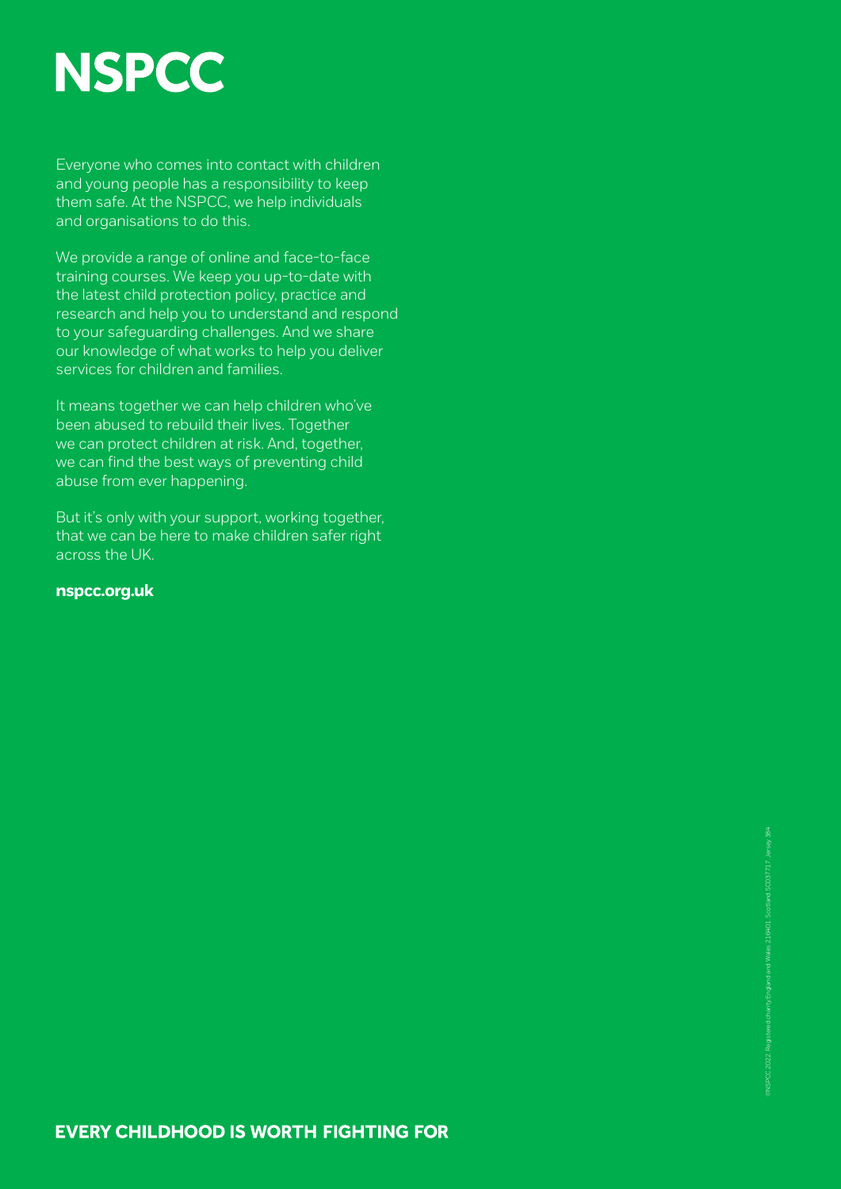# NSPCC

Everyone who comes into contact with children and young people has a responsibility to keep them safe. At the NSPCC, we help individuals and organisations to do this.

We provide a range of online and face-to-face training courses. We keep you up-to-date with the latest child protection policy, practice and research and help you to understand and respond to your safeguarding challenges. And we share our knowledge of what works to help you deliver services for children and families.

It means together we can help children who've been abused to rebuild their lives. Together we can protect children at risk. And, together, we can find the best ways of preventing child abuse from ever happening.

But it's only with your support, working together, that we can be here to make children safer right across the UK.

**nspcc.org.uk**

©NSPCC 2022. Registered charity England and Wales 216401. Scotland SC037717. Jersey 384.

**EVERY CHILDHOOD IS WORTH FIGHTING FOR**